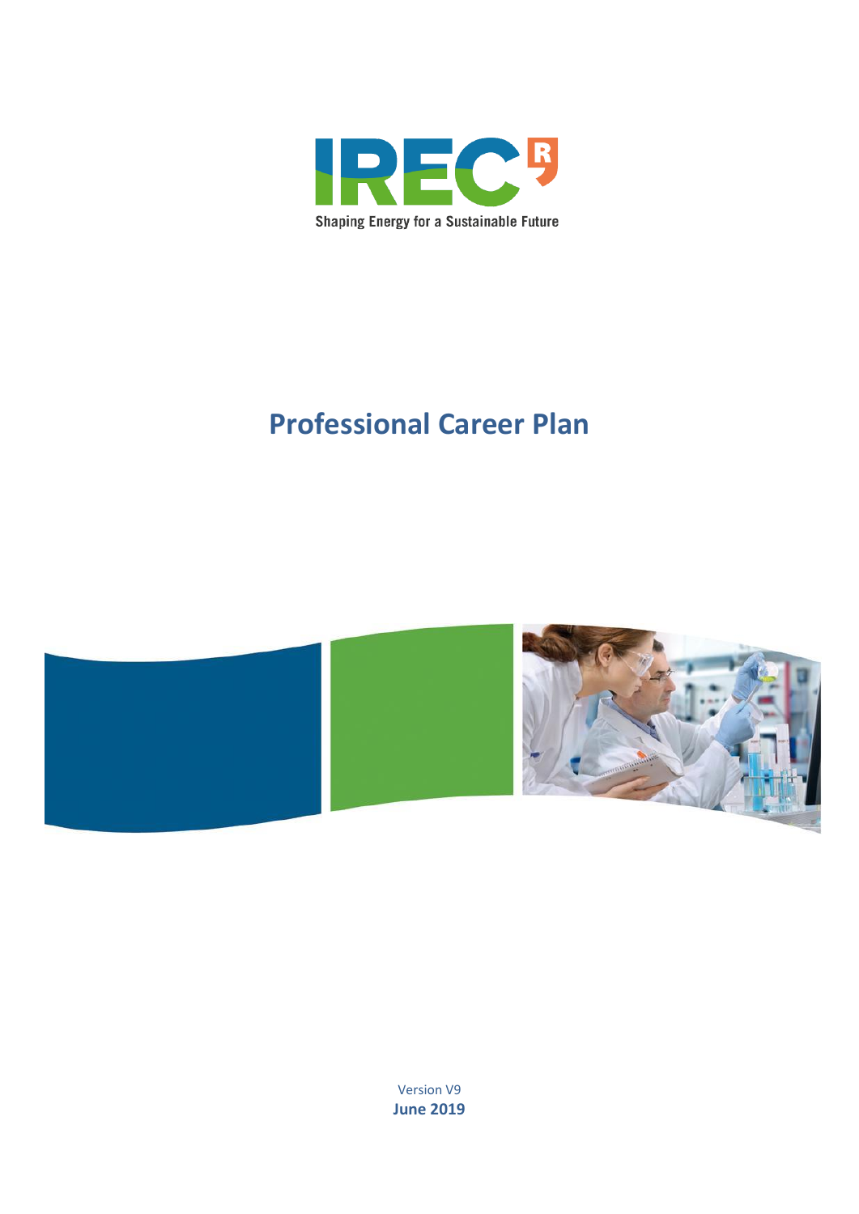IREC

Shaping Energy for a Sustainable Future

# Professional Career Plan

Version V9

**June 2019**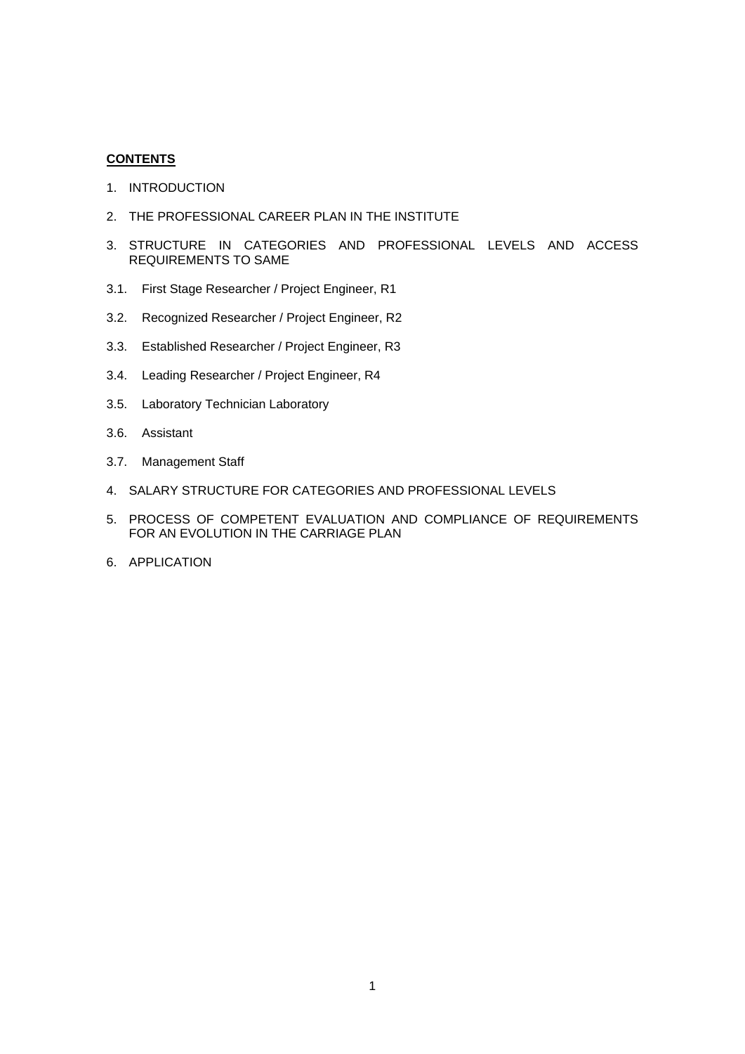**CONTENTS**

1. INTRODUCTION

2. THE PROFESSIONAL CAREER PLAN IN THE INSTITUTE

3. STRUCTURE IN CATEGORIES AND PROFESSIONAL LEVELS AND ACCESS REQUIREMENTS TO SAME

3.1. First Stage Researcher / Project Engineer, R1

3.2. Recognized Researcher / Project Engineer, R2

3.3. Established Researcher / Project Engineer, R3

3.4. Leading Researcher / Project Engineer, R4

3.5. Laboratory Technician Laboratory

3.6. Assistant

3.7. Management Staff

4. SALARY STRUCTURE FOR CATEGORIES AND PROFESSIONAL LEVELS

5. PROCESS OF COMPETENT EVALUATION AND COMPLIANCE OF REQUIREMENTS FOR AN EVOLUTION IN THE CARRIAGE PLAN

6. APPLICATION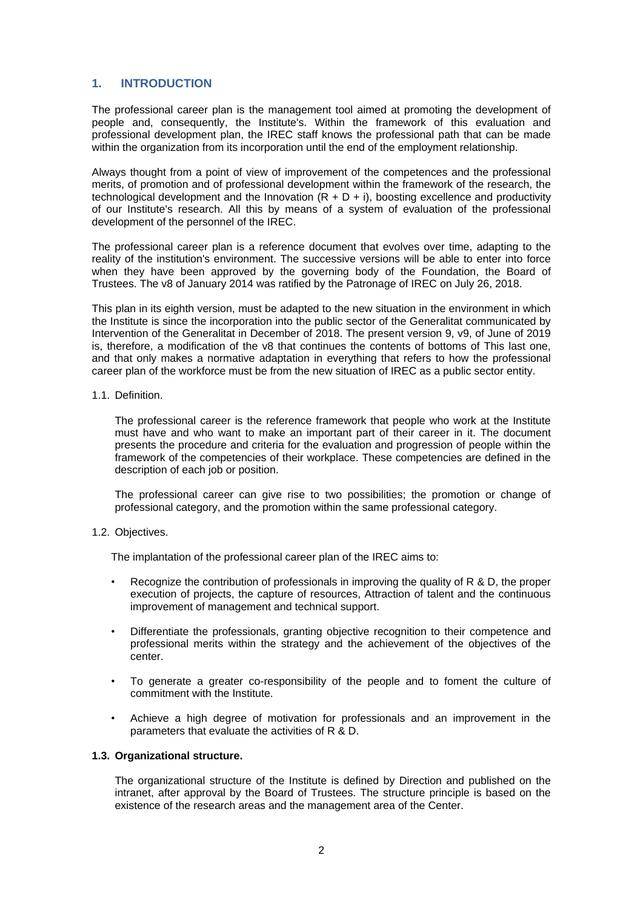## 1. INTRODUCTION

The professional career plan is the management tool aimed at promoting the development of people and, consequently, the Institute's. Within the framework of this evaluation and professional development plan, the IREC staff knows the professional path that can be made within the organization from its incorporation until the end of the employment relationship.

Always thought from a point of view of improvement of the competences and the professional merits, of promotion and of professional development within the framework of the research, the technological development and the Innovation (R + D + i), boosting excellence and productivity of our Institute's research. All this by means of a system of evaluation of the professional development of the personnel of the IREC.

The professional career plan is a reference document that evolves over time, adapting to the reality of the institution's environment. The successive versions will be able to enter into force when they have been approved by the governing body of the Foundation, the Board of Trustees. The v8 of January 2014 was ratified by the Patronage of IREC on July 26, 2018.

This plan in its eighth version, must be adapted to the new situation in the environment in which the Institute is since the incorporation into the public sector of the Generalitat communicated by Intervention of the Generalitat in December of 2018. The present version 9, v9, of June of 2019 is, therefore, a modification of the v8 that continues the contents of bottoms of This last one, and that only makes a normative adaptation in everything that refers to how the professional career plan of the workforce must be from the new situation of IREC as a public sector entity.

### 1.1. Definition.

The professional career is the reference framework that people who work at the Institute must have and who want to make an important part of their career in it. The document presents the procedure and criteria for the evaluation and progression of people within the framework of the competencies of their workplace. These competencies are defined in the description of each job or position.

The professional career can give rise to two possibilities; the promotion or change of professional category, and the promotion within the same professional category.

### 1.2. Objectives.

The implantation of the professional career plan of the IREC aims to:

- Recognize the contribution of professionals in improving the quality of R & D, the proper execution of projects, the capture of resources, Attraction of talent and the continuous improvement of management and technical support.
- Differentiate the professionals, granting objective recognition to their competence and professional merits within the strategy and the achievement of the objectives of the center.
- To generate a greater co-responsibility of the people and to foment the culture of commitment with the Institute.
- Achieve a high degree of motivation for professionals and an improvement in the parameters that evaluate the activities of R & D.

### 1.3. Organizational structure.

The organizational structure of the Institute is defined by Direction and published on the intranet, after approval by the Board of Trustees. The structure principle is based on the existence of the research areas and the management area of the Center.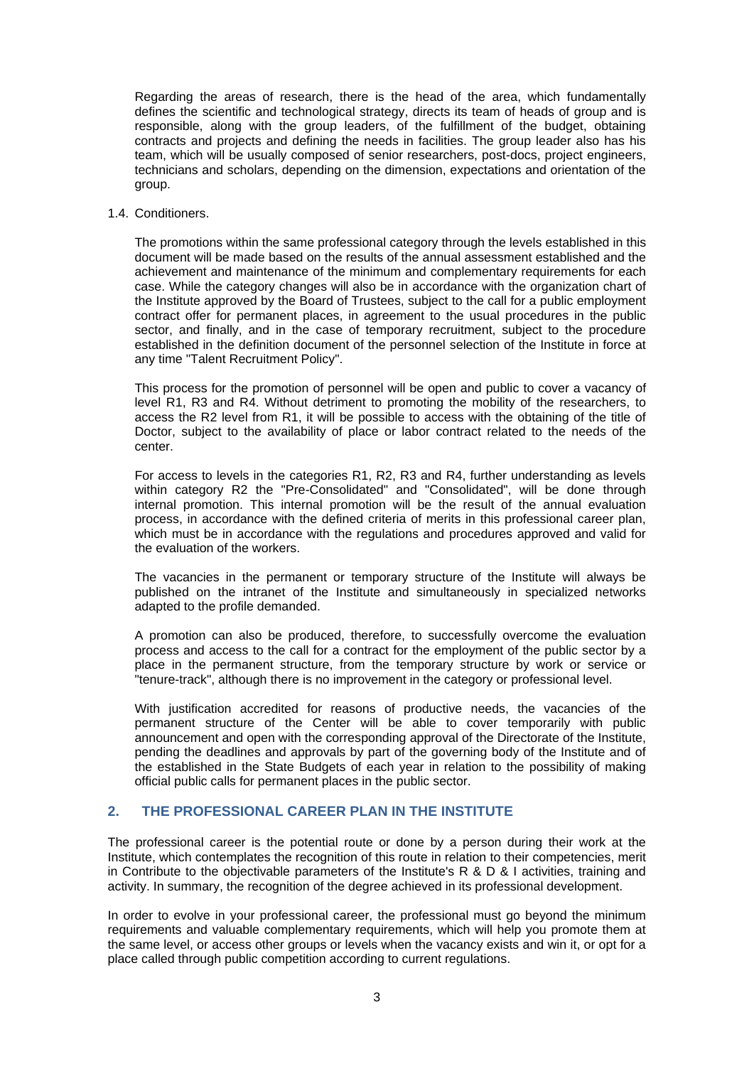Regarding the areas of research, there is the head of the area, which fundamentally defines the scientific and technological strategy, directs its team of heads of group and is responsible, along with the group leaders, of the fulfillment of the budget, obtaining contracts and projects and defining the needs in facilities. The group leader also has his team, which will be usually composed of senior researchers, post-docs, project engineers, technicians and scholars, depending on the dimension, expectations and orientation of the group.

### 1.4. Conditioners.

The promotions within the same professional category through the levels established in this document will be made based on the results of the annual assessment established and the achievement and maintenance of the minimum and complementary requirements for each case. While the category changes will also be in accordance with the organization chart of the Institute approved by the Board of Trustees, subject to the call for a public employment contract offer for permanent places, in agreement to the usual procedures in the public sector, and finally, and in the case of temporary recruitment, subject to the procedure established in the definition document of the personnel selection of the Institute in force at any time "Talent Recruitment Policy".

This process for the promotion of personnel will be open and public to cover a vacancy of level R1, R3 and R4. Without detriment to promoting the mobility of the researchers, to access the R2 level from R1, it will be possible to access with the obtaining of the title of Doctor, subject to the availability of place or labor contract related to the needs of the center.

For access to levels in the categories R1, R2, R3 and R4, further understanding as levels within category R2 the "Pre-Consolidated" and "Consolidated", will be done through internal promotion. This internal promotion will be the result of the annual evaluation process, in accordance with the defined criteria of merits in this professional career plan, which must be in accordance with the regulations and procedures approved and valid for the evaluation of the workers.

The vacancies in the permanent or temporary structure of the Institute will always be published on the intranet of the Institute and simultaneously in specialized networks adapted to the profile demanded.

A promotion can also be produced, therefore, to successfully overcome the evaluation process and access to the call for a contract for the employment of the public sector by a place in the permanent structure, from the temporary structure by work or service or "tenure-track", although there is no improvement in the category or professional level.

With justification accredited for reasons of productive needs, the vacancies of the permanent structure of the Center will be able to cover temporarily with public announcement and open with the corresponding approval of the Directorate of the Institute, pending the deadlines and approvals by part of the governing body of the Institute and of the established in the State Budgets of each year in relation to the possibility of making official public calls for permanent places in the public sector.

## 2. THE PROFESSIONAL CAREER PLAN IN THE INSTITUTE

The professional career is the potential route or done by a person during their work at the Institute, which contemplates the recognition of this route in relation to their competencies, merit in Contribute to the objectivable parameters of the Institute's R & D & I activities, training and activity. In summary, the recognition of the degree achieved in its professional development.

In order to evolve in your professional career, the professional must go beyond the minimum requirements and valuable complementary requirements, which will help you promote them at the same level, or access other groups or levels when the vacancy exists and win it, or opt for a place called through public competition according to current regulations.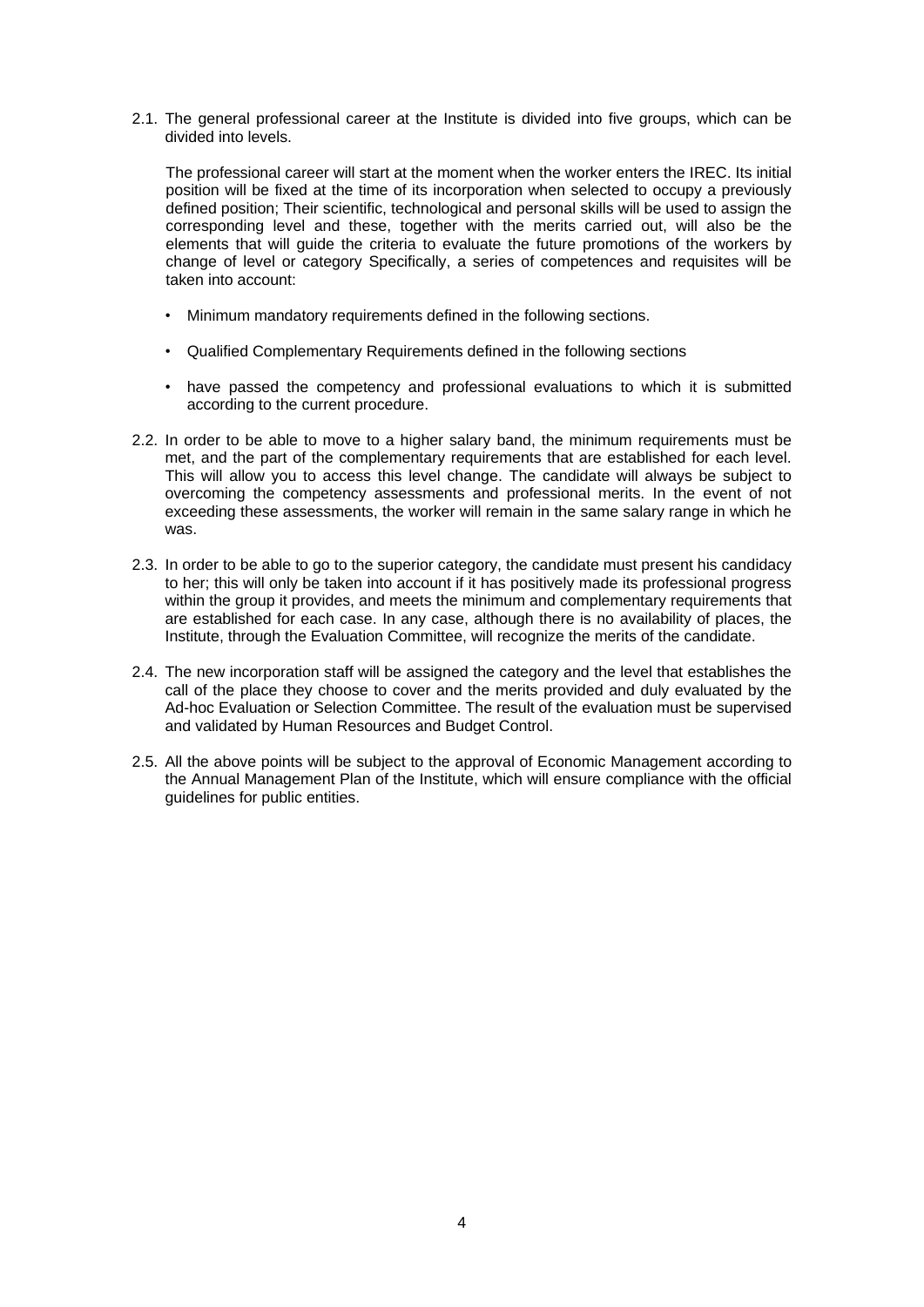2.1. The general professional career at the Institute is divided into five groups, which can be divided into levels.

   The professional career will start at the moment when the worker enters the IREC. Its initial position will be fixed at the time of its incorporation when selected to occupy a previously defined position; Their scientific, technological and personal skills will be used to assign the corresponding level and these, together with the merits carried out, will also be the elements that will guide the criteria to evaluate the future promotions of the workers by change of level or category Specifically, a series of competences and requisites will be taken into account:

   - Minimum mandatory requirements defined in the following sections.
   - Qualified Complementary Requirements defined in the following sections
   - have passed the competency and professional evaluations to which it is submitted according to the current procedure.

2.2. In order to be able to move to a higher salary band, the minimum requirements must be met, and the part of the complementary requirements that are established for each level. This will allow you to access this level change. The candidate will always be subject to overcoming the competency assessments and professional merits. In the event of not exceeding these assessments, the worker will remain in the same salary range in which he was.

2.3. In order to be able to go to the superior category, the candidate must present his candidacy to her; this will only be taken into account if it has positively made its professional progress within the group it provides, and meets the minimum and complementary requirements that are established for each case. In any case, although there is no availability of places, the Institute, through the Evaluation Committee, will recognize the merits of the candidate.

2.4. The new incorporation staff will be assigned the category and the level that establishes the call of the place they choose to cover and the merits provided and duly evaluated by the Ad-hoc Evaluation or Selection Committee. The result of the evaluation must be supervised and validated by Human Resources and Budget Control.

2.5. All the above points will be subject to the approval of Economic Management according to the Annual Management Plan of the Institute, which will ensure compliance with the official guidelines for public entities.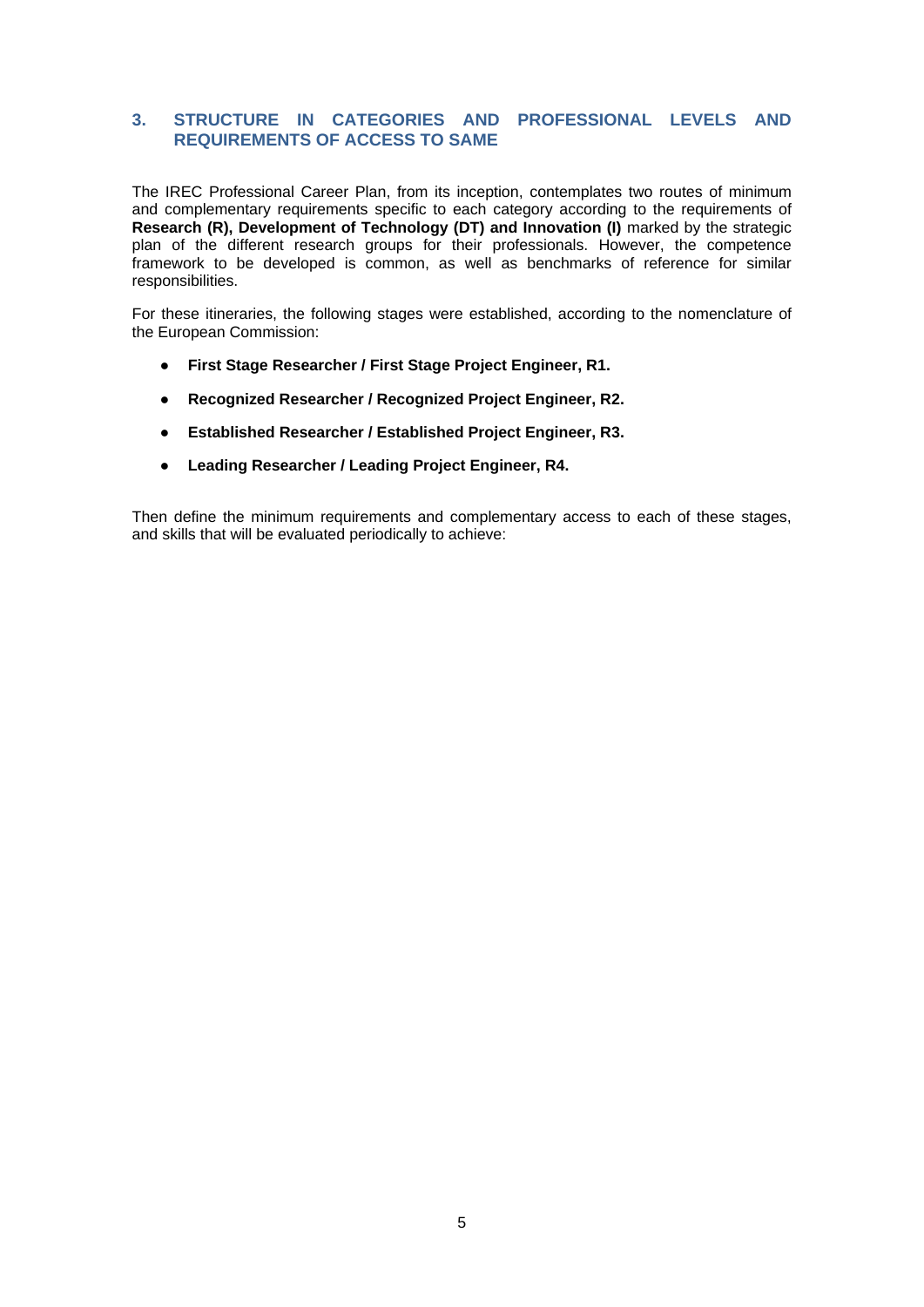## 3. STRUCTURE IN CATEGORIES AND PROFESSIONAL LEVELS AND REQUIREMENTS OF ACCESS TO SAME

The IREC Professional Career Plan, from its inception, contemplates two routes of minimum and complementary requirements specific to each category according to the requirements of **Research (R), Development of Technology (DT) and Innovation (I)** marked by the strategic plan of the different research groups for their professionals. However, the competence framework to be developed is common, as well as benchmarks of reference for similar responsibilities.

For these itineraries, the following stages were established, according to the nomenclature of the European Commission:

- **First Stage Researcher / First Stage Project Engineer, R1.**
- **Recognized Researcher / Recognized Project Engineer, R2.**
- **Established Researcher / Established Project Engineer, R3.**
- **Leading Researcher / Leading Project Engineer, R4.**

Then define the minimum requirements and complementary access to each of these stages, and skills that will be evaluated periodically to achieve: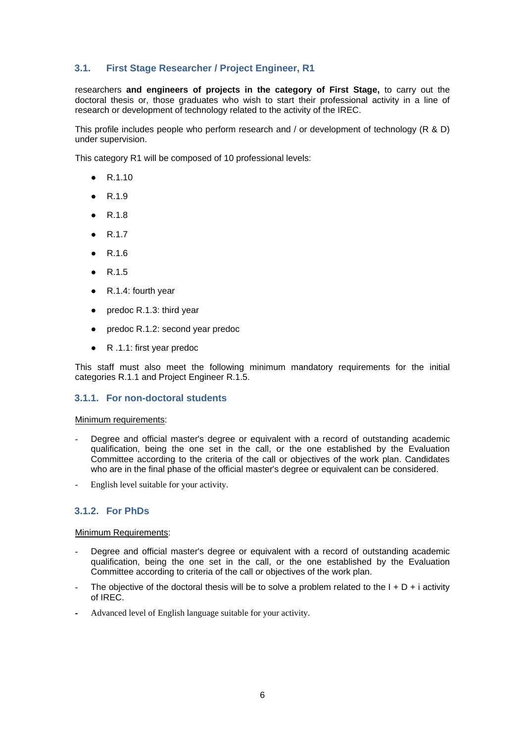## 3.1. First Stage Researcher / Project Engineer, R1

researchers **and engineers of projects in the category of First Stage,** to carry out the doctoral thesis or, those graduates who wish to start their professional activity in a line of research or development of technology related to the activity of the IREC.

This profile includes people who perform research and / or development of technology (R & D) under supervision.

This category R1 will be composed of 10 professional levels:

- R.1.10
- R.1.9
- R.1.8
- R.1.7
- R.1.6
- R.1.5
- R.1.4: fourth year
- predoc R.1.3: third year
- predoc R.1.2: second year predoc
- R .1.1: first year predoc

This staff must also meet the following minimum mandatory requirements for the initial categories R.1.1 and Project Engineer R.1.5.

### 3.1.1. For non-doctoral students

Minimum requirements:

- Degree and official master's degree or equivalent with a record of outstanding academic qualification, being the one set in the call, or the one established by the Evaluation Committee according to the criteria of the call or objectives of the work plan. Candidates who are in the final phase of the official master's degree or equivalent can be considered.
- English level suitable for your activity.

### 3.1.2. For PhDs

Minimum Requirements:

- Degree and official master's degree or equivalent with a record of outstanding academic qualification, being the one set in the call, or the one established by the Evaluation Committee according to criteria of the call or objectives of the work plan.
- The objective of the doctoral thesis will be to solve a problem related to the I + D + i activity of IREC.
- Advanced level of English language suitable for your activity.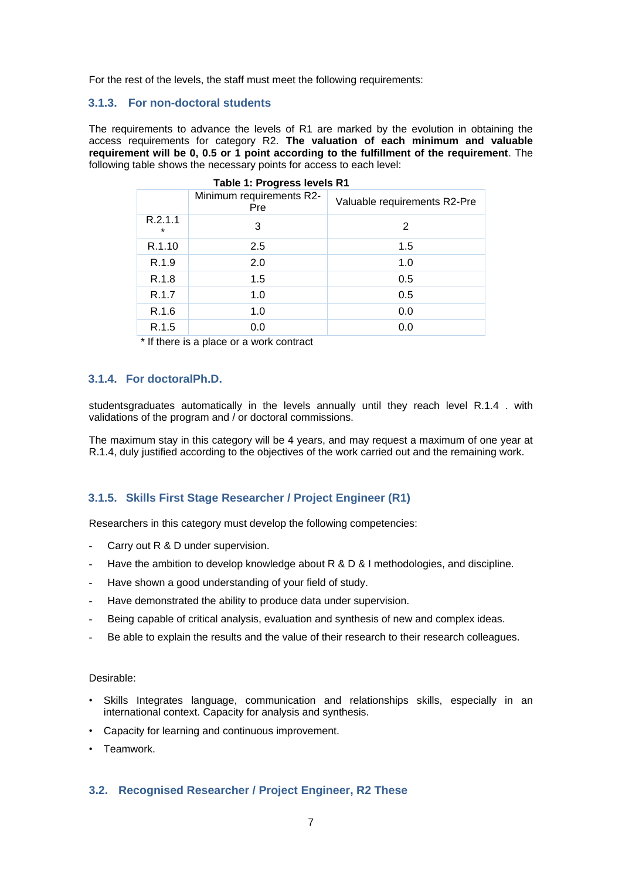For the rest of the levels, the staff must meet the following requirements:

### 3.1.3. For non-doctoral students

The requirements to advance the levels of R1 are marked by the evolution in obtaining the access requirements for category R2. **The valuation of each minimum and valuable requirement will be 0, 0.5 or 1 point according to the fulfillment of the requirement**. The following table shows the necessary points for access to each level:

**Table 1: Progress levels R1**

| | Minimum requirements R2-Pre | Valuable requirements R2-Pre |
|---|---|---|
| R.2.1.1 * | 3 | 2 |
| R.1.10 | 2.5 | 1.5 |
| R.1.9 | 2.0 | 1.0 |
| R.1.8 | 1.5 | 0.5 |
| R.1.7 | 1.0 | 0.5 |
| R.1.6 | 1.0 | 0.0 |
| R.1.5 | 0.0 | 0.0 |

* If there is a place or a work contract

### 3.1.4. For doctoralPh.D.

studentsgraduates automatically in the levels annually until they reach level R.1.4 . with validations of the program and / or doctoral commissions.

The maximum stay in this category will be 4 years, and may request a maximum of one year at R.1.4, duly justified according to the objectives of the work carried out and the remaining work.

### 3.1.5. Skills First Stage Researcher / Project Engineer (R1)

Researchers in this category must develop the following competencies:

- Carry out R & D under supervision.
- Have the ambition to develop knowledge about R & D & I methodologies, and discipline.
- Have shown a good understanding of your field of study.
- Have demonstrated the ability to produce data under supervision.
- Being capable of critical analysis, evaluation and synthesis of new and complex ideas.
- Be able to explain the results and the value of their research to their research colleagues.

Desirable:

- Skills Integrates language, communication and relationships skills, especially in an international context. Capacity for analysis and synthesis.
- Capacity for learning and continuous improvement.
- Teamwork.

## 3.2. Recognised Researcher / Project Engineer, R2 These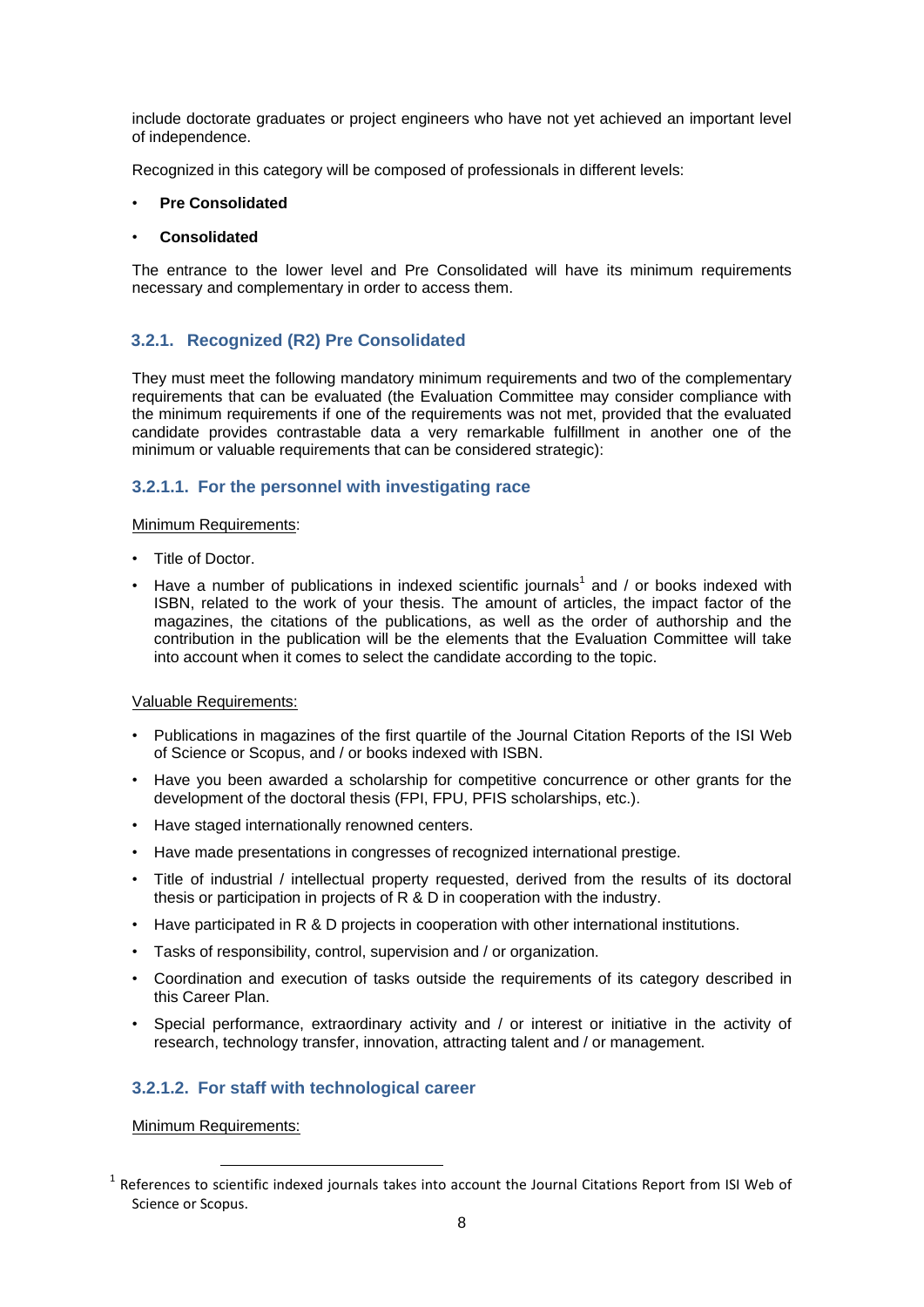include doctorate graduates or project engineers who have not yet achieved an important level of independence.

Recognized in this category will be composed of professionals in different levels:

- **Pre Consolidated**
- **Consolidated**

The entrance to the lower level and Pre Consolidated will have its minimum requirements necessary and complementary in order to access them.

### 3.2.1. Recognized (R2) Pre Consolidated

They must meet the following mandatory minimum requirements and two of the complementary requirements that can be evaluated (the Evaluation Committee may consider compliance with the minimum requirements if one of the requirements was not met, provided that the evaluated candidate provides contrastable data a very remarkable fulfillment in another one of the minimum or valuable requirements that can be considered strategic):

#### 3.2.1.1. For the personnel with investigating race

Minimum Requirements:

- Title of Doctor.
- Have a number of publications in indexed scientific journals[1] and / or books indexed with ISBN, related to the work of your thesis. The amount of articles, the impact factor of the magazines, the citations of the publications, as well as the order of authorship and the contribution in the publication will be the elements that the Evaluation Committee will take into account when it comes to select the candidate according to the topic.

Valuable Requirements:

- Publications in magazines of the first quartile of the Journal Citation Reports of the ISI Web of Science or Scopus, and / or books indexed with ISBN.
- Have you been awarded a scholarship for competitive concurrence or other grants for the development of the doctoral thesis (FPI, FPU, PFIS scholarships, etc.).
- Have staged internationally renowned centers.
- Have made presentations in congresses of recognized international prestige.
- Title of industrial / intellectual property requested, derived from the results of its doctoral thesis or participation in projects of R & D in cooperation with the industry.
- Have participated in R & D projects in cooperation with other international institutions.
- Tasks of responsibility, control, supervision and / or organization.
- Coordination and execution of tasks outside the requirements of its category described in this Career Plan.
- Special performance, extraordinary activity and / or interest or initiative in the activity of research, technology transfer, innovation, attracting talent and / or management.

#### 3.2.1.2. For staff with technological career

Minimum Requirements:

[1] References to scientific indexed journals takes into account the Journal Citations Report from ISI Web of Science or Scopus.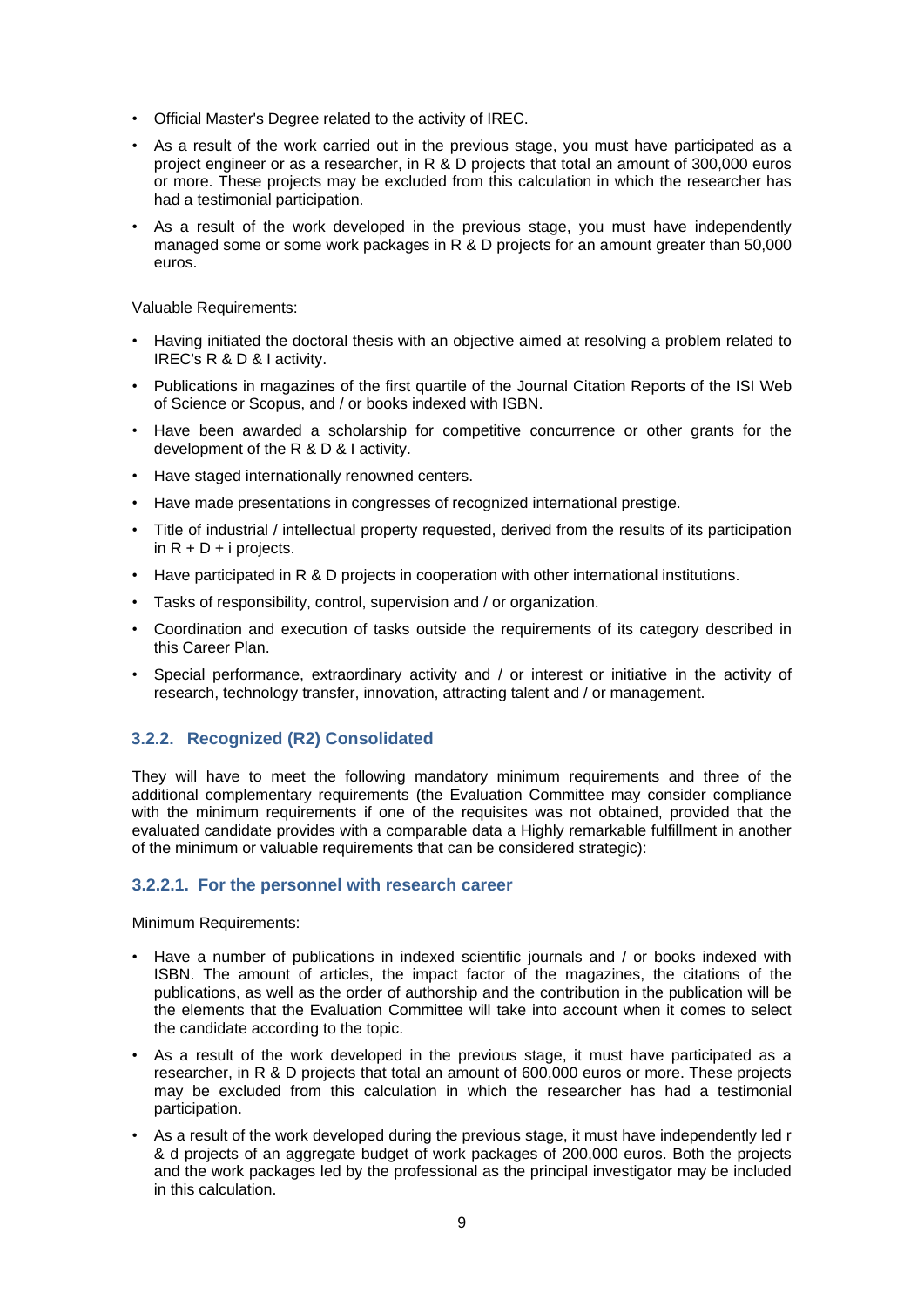- Official Master's Degree related to the activity of IREC.
- As a result of the work carried out in the previous stage, you must have participated as a project engineer or as a researcher, in R & D projects that total an amount of 300,000 euros or more. These projects may be excluded from this calculation in which the researcher has had a testimonial participation.
- As a result of the work developed in the previous stage, you must have independently managed some or some work packages in R & D projects for an amount greater than 50,000 euros.

Valuable Requirements:

- Having initiated the doctoral thesis with an objective aimed at resolving a problem related to IREC's R & D & I activity.
- Publications in magazines of the first quartile of the Journal Citation Reports of the ISI Web of Science or Scopus, and / or books indexed with ISBN.
- Have been awarded a scholarship for competitive concurrence or other grants for the development of the R & D & I activity.
- Have staged internationally renowned centers.
- Have made presentations in congresses of recognized international prestige.
- Title of industrial / intellectual property requested, derived from the results of its participation in R + D + i projects.
- Have participated in R & D projects in cooperation with other international institutions.
- Tasks of responsibility, control, supervision and / or organization.
- Coordination and execution of tasks outside the requirements of its category described in this Career Plan.
- Special performance, extraordinary activity and / or interest or initiative in the activity of research, technology transfer, innovation, attracting talent and / or management.

### 3.2.2. Recognized (R2) Consolidated

They will have to meet the following mandatory minimum requirements and three of the additional complementary requirements (the Evaluation Committee may consider compliance with the minimum requirements if one of the requisites was not obtained, provided that the evaluated candidate provides with a comparable data a Highly remarkable fulfillment in another of the minimum or valuable requirements that can be considered strategic):

#### 3.2.2.1. For the personnel with research career

Minimum Requirements:

- Have a number of publications in indexed scientific journals and / or books indexed with ISBN. The amount of articles, the impact factor of the magazines, the citations of the publications, as well as the order of authorship and the contribution in the publication will be the elements that the Evaluation Committee will take into account when it comes to select the candidate according to the topic.
- As a result of the work developed in the previous stage, it must have participated as a researcher, in R & D projects that total an amount of 600,000 euros or more. These projects may be excluded from this calculation in which the researcher has had a testimonial participation.
- As a result of the work developed during the previous stage, it must have independently led r & d projects of an aggregate budget of work packages of 200,000 euros. Both the projects and the work packages led by the professional as the principal investigator may be included in this calculation.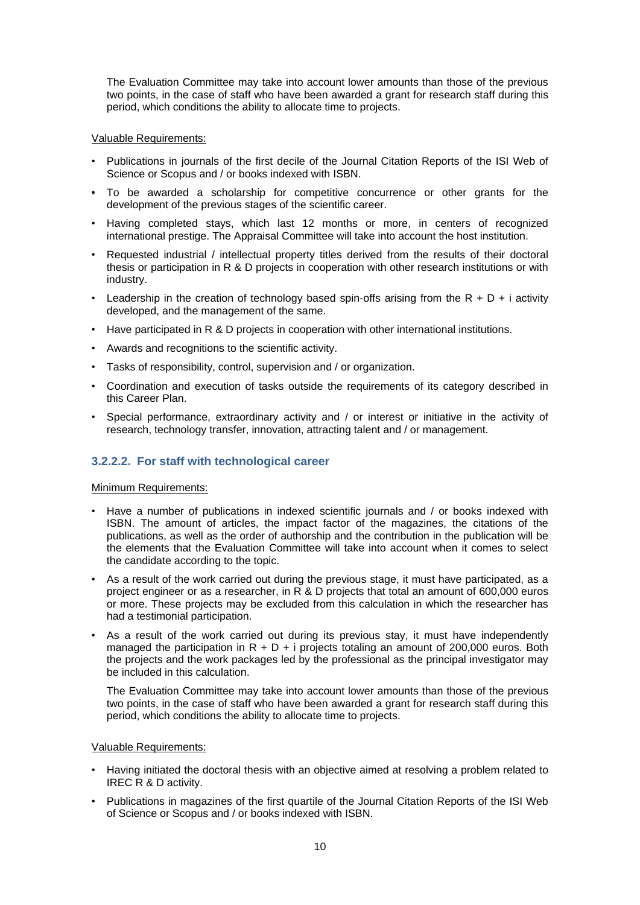The Evaluation Committee may take into account lower amounts than those of the previous two points, in the case of staff who have been awarded a grant for research staff during this period, which conditions the ability to allocate time to projects.

Valuable Requirements:

- Publications in journals of the first decile of the Journal Citation Reports of the ISI Web of Science or Scopus and / or books indexed with ISBN.
- To be awarded a scholarship for competitive concurrence or other grants for the development of the previous stages of the scientific career.
- Having completed stays, which last 12 months or more, in centers of recognized international prestige. The Appraisal Committee will take into account the host institution.
- Requested industrial / intellectual property titles derived from the results of their doctoral thesis or participation in R & D projects in cooperation with other research institutions or with industry.
- Leadership in the creation of technology based spin-offs arising from the R + D + i activity developed, and the management of the same.
- Have participated in R & D projects in cooperation with other international institutions.
- Awards and recognitions to the scientific activity.
- Tasks of responsibility, control, supervision and / or organization.
- Coordination and execution of tasks outside the requirements of its category described in this Career Plan.
- Special performance, extraordinary activity and / or interest or initiative in the activity of research, technology transfer, innovation, attracting talent and / or management.

#### 3.2.2.2. For staff with technological career

Minimum Requirements:

- Have a number of publications in indexed scientific journals and / or books indexed with ISBN. The amount of articles, the impact factor of the magazines, the citations of the publications, as well as the order of authorship and the contribution in the publication will be the elements that the Evaluation Committee will take into account when it comes to select the candidate according to the topic.
- As a result of the work carried out during the previous stage, it must have participated, as a project engineer or as a researcher, in R & D projects that total an amount of 600,000 euros or more. These projects may be excluded from this calculation in which the researcher has had a testimonial participation.
- As a result of the work carried out during its previous stay, it must have independently managed the participation in R + D + i projects totaling an amount of 200,000 euros. Both the projects and the work packages led by the professional as the principal investigator may be included in this calculation.

  The Evaluation Committee may take into account lower amounts than those of the previous two points, in the case of staff who have been awarded a grant for research staff during this period, which conditions the ability to allocate time to projects.

Valuable Requirements:

- Having initiated the doctoral thesis with an objective aimed at resolving a problem related to IREC R & D activity.
- Publications in magazines of the first quartile of the Journal Citation Reports of the ISI Web of Science or Scopus and / or books indexed with ISBN.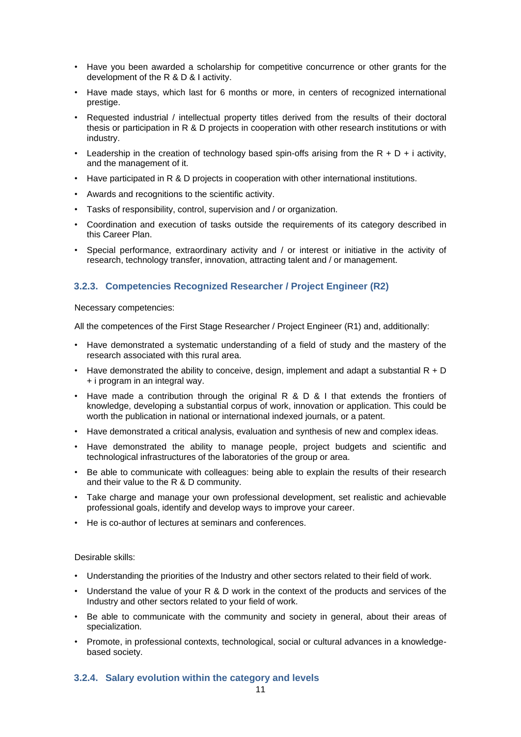- Have you been awarded a scholarship for competitive concurrence or other grants for the development of the R & D & I activity.
- Have made stays, which last for 6 months or more, in centers of recognized international prestige.
- Requested industrial / intellectual property titles derived from the results of their doctoral thesis or participation in R & D projects in cooperation with other research institutions or with industry.
- Leadership in the creation of technology based spin-offs arising from the R + D + i activity, and the management of it.
- Have participated in R & D projects in cooperation with other international institutions.
- Awards and recognitions to the scientific activity.
- Tasks of responsibility, control, supervision and / or organization.
- Coordination and execution of tasks outside the requirements of its category described in this Career Plan.
- Special performance, extraordinary activity and / or interest or initiative in the activity of research, technology transfer, innovation, attracting talent and / or management.

### 3.2.3. Competencies Recognized Researcher / Project Engineer (R2)

Necessary competencies:

All the competences of the First Stage Researcher / Project Engineer (R1) and, additionally:

- Have demonstrated a systematic understanding of a field of study and the mastery of the research associated with this rural area.
- Have demonstrated the ability to conceive, design, implement and adapt a substantial R + D + i program in an integral way.
- Have made a contribution through the original R & D & I that extends the frontiers of knowledge, developing a substantial corpus of work, innovation or application. This could be worth the publication in national or international indexed journals, or a patent.
- Have demonstrated a critical analysis, evaluation and synthesis of new and complex ideas.
- Have demonstrated the ability to manage people, project budgets and scientific and technological infrastructures of the laboratories of the group or area.
- Be able to communicate with colleagues: being able to explain the results of their research and their value to the R & D community.
- Take charge and manage your own professional development, set realistic and achievable professional goals, identify and develop ways to improve your career.
- He is co-author of lectures at seminars and conferences.

Desirable skills:

- Understanding the priorities of the Industry and other sectors related to their field of work.
- Understand the value of your R & D work in the context of the products and services of the Industry and other sectors related to your field of work.
- Be able to communicate with the community and society in general, about their areas of specialization.
- Promote, in professional contexts, technological, social or cultural advances in a knowledge-based society.

### 3.2.4. Salary evolution within the category and levels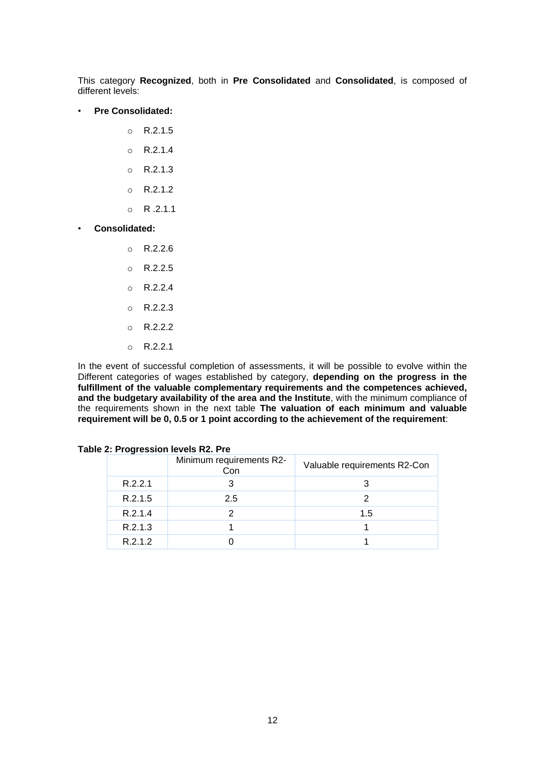This category **Recognized**, both in **Pre Consolidated** and **Consolidated**, is composed of different levels:

- **Pre Consolidated:**
  - R.2.1.5
  - R.2.1.4
  - R.2.1.3
  - R.2.1.2
  - R .2.1.1
- **Consolidated:**
  - R.2.2.6
  - R.2.2.5
  - R.2.2.4
  - R.2.2.3
  - R.2.2.2
  - R.2.2.1

In the event of successful completion of assessments, it will be possible to evolve within the Different categories of wages established by category, **depending on the progress in the fulfillment of the valuable complementary requirements and the competences achieved, and the budgetary availability of the area and the Institute**, with the minimum compliance of the requirements shown in the next table **The valuation of each minimum and valuable requirement will be 0, 0.5 or 1 point according to the achievement of the requirement**:

**Table 2: Progression levels R2. Pre**

| | Minimum requirements R2-Con | Valuable requirements R2-Con |
|---|---|---|
| R.2.2.1 | 3 | 3 |
| R.2.1.5 | 2.5 | 2 |
| R.2.1.4 | 2 | 1.5 |
| R.2.1.3 | 1 | 1 |
| R.2.1.2 | 0 | 1 |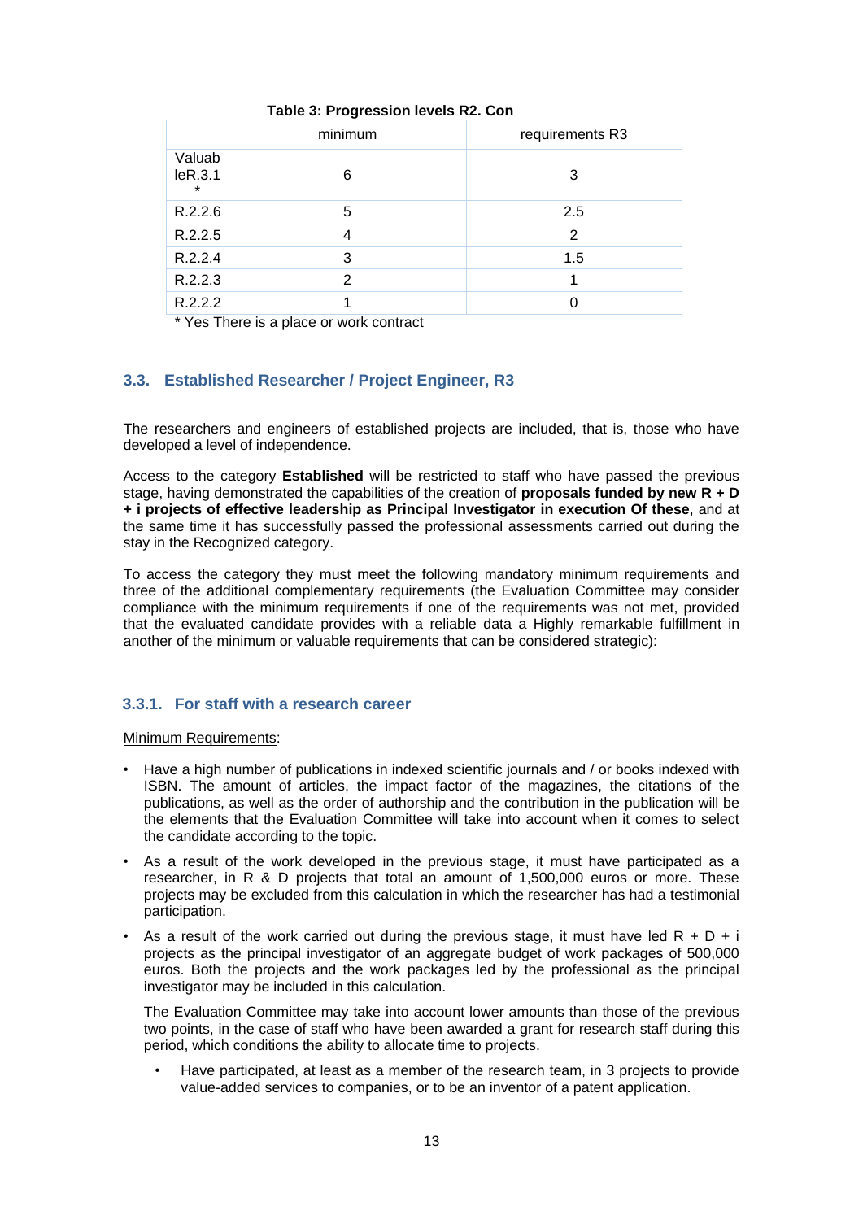**Table 3: Progression levels R2. Con**

| | minimum | requirements R3 |
|---|---|---|
| Valuab leR.3.1 * | 6 | 3 |
| R.2.2.6 | 5 | 2.5 |
| R.2.2.5 | 4 | 2 |
| R.2.2.4 | 3 | 1.5 |
| R.2.2.3 | 2 | 1 |
| R.2.2.2 | 1 | 0 |

\* Yes There is a place or work contract

### 3.3. Established Researcher / Project Engineer, R3

The researchers and engineers of established projects are included, that is, those who have developed a level of independence.

Access to the category **Established** will be restricted to staff who have passed the previous stage, having demonstrated the capabilities of the creation of **proposals funded by new R + D + i projects of effective leadership as Principal Investigator in execution Of these**, and at the same time it has successfully passed the professional assessments carried out during the stay in the Recognized category.

To access the category they must meet the following mandatory minimum requirements and three of the additional complementary requirements (the Evaluation Committee may consider compliance with the minimum requirements if one of the requirements was not met, provided that the evaluated candidate provides with a reliable data a Highly remarkable fulfillment in another of the minimum or valuable requirements that can be considered strategic):

#### 3.3.1. For staff with a research career

Minimum Requirements:

- Have a high number of publications in indexed scientific journals and / or books indexed with ISBN. The amount of articles, the impact factor of the magazines, the citations of the publications, as well as the order of authorship and the contribution in the publication will be the elements that the Evaluation Committee will take into account when it comes to select the candidate according to the topic.
- As a result of the work developed in the previous stage, it must have participated as a researcher, in R & D projects that total an amount of 1,500,000 euros or more. These projects may be excluded from this calculation in which the researcher has had a testimonial participation.
- As a result of the work carried out during the previous stage, it must have led R + D + i projects as the principal investigator of an aggregate budget of work packages of 500,000 euros. Both the projects and the work packages led by the professional as the principal investigator may be included in this calculation.

  The Evaluation Committee may take into account lower amounts than those of the previous two points, in the case of staff who have been awarded a grant for research staff during this period, which conditions the ability to allocate time to projects.

  - Have participated, at least as a member of the research team, in 3 projects to provide value-added services to companies, or to be an inventor of a patent application.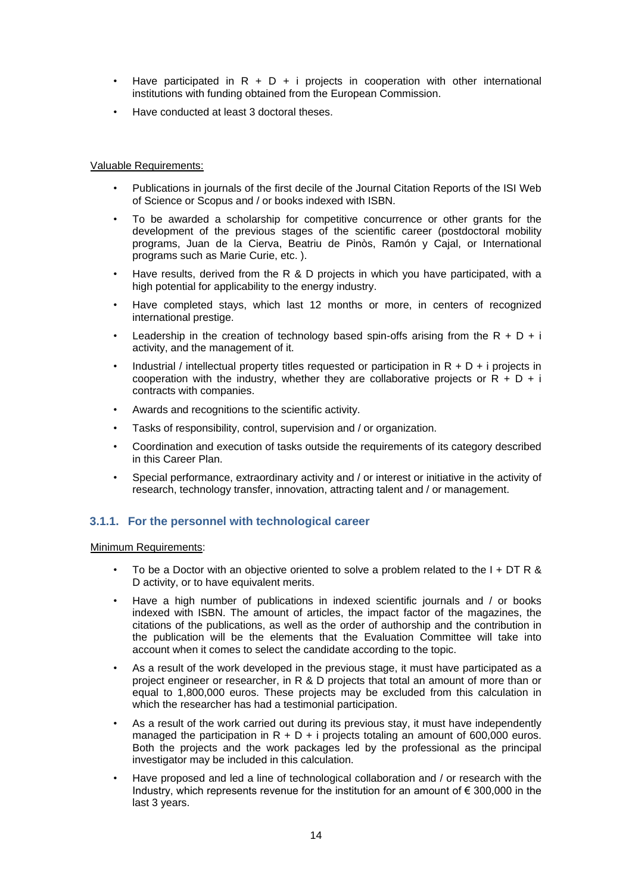- Have participated in R + D + i projects in cooperation with other international institutions with funding obtained from the European Commission.
- Have conducted at least 3 doctoral theses.

Valuable Requirements:

- Publications in journals of the first decile of the Journal Citation Reports of the ISI Web of Science or Scopus and / or books indexed with ISBN.
- To be awarded a scholarship for competitive concurrence or other grants for the development of the previous stages of the scientific career (postdoctoral mobility programs, Juan de la Cierva, Beatriu de Pinòs, Ramón y Cajal, or International programs such as Marie Curie, etc. ).
- Have results, derived from the R & D projects in which you have participated, with a high potential for applicability to the energy industry.
- Have completed stays, which last 12 months or more, in centers of recognized international prestige.
- Leadership in the creation of technology based spin-offs arising from the R + D + i activity, and the management of it.
- Industrial / intellectual property titles requested or participation in R + D + i projects in cooperation with the industry, whether they are collaborative projects or R + D + i contracts with companies.
- Awards and recognitions to the scientific activity.
- Tasks of responsibility, control, supervision and / or organization.
- Coordination and execution of tasks outside the requirements of its category described in this Career Plan.
- Special performance, extraordinary activity and / or interest or initiative in the activity of research, technology transfer, innovation, attracting talent and / or management.

### 3.1.1. For the personnel with technological career

Minimum Requirements:

- To be a Doctor with an objective oriented to solve a problem related to the I + DT R & D activity, or to have equivalent merits.
- Have a high number of publications in indexed scientific journals and / or books indexed with ISBN. The amount of articles, the impact factor of the magazines, the citations of the publications, as well as the order of authorship and the contribution in the publication will be the elements that the Evaluation Committee will take into account when it comes to select the candidate according to the topic.
- As a result of the work developed in the previous stage, it must have participated as a project engineer or researcher, in R & D projects that total an amount of more than or equal to 1,800,000 euros. These projects may be excluded from this calculation in which the researcher has had a testimonial participation.
- As a result of the work carried out during its previous stay, it must have independently managed the participation in R + D + i projects totaling an amount of 600,000 euros. Both the projects and the work packages led by the professional as the principal investigator may be included in this calculation.
- Have proposed and led a line of technological collaboration and / or research with the Industry, which represents revenue for the institution for an amount of € 300,000 in the last 3 years.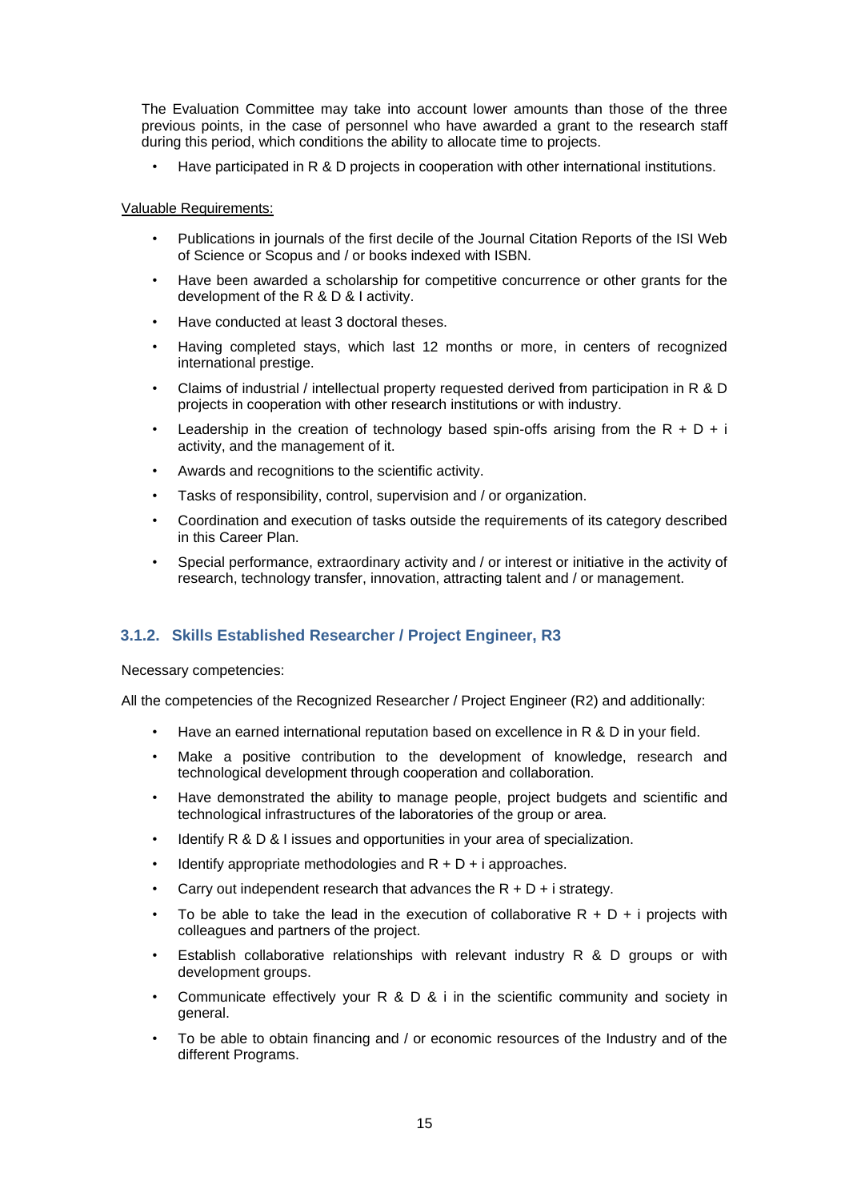The Evaluation Committee may take into account lower amounts than those of the three previous points, in the case of personnel who have awarded a grant to the research staff during this period, which conditions the ability to allocate time to projects.

- Have participated in R & D projects in cooperation with other international institutions.

Valuable Requirements:

- Publications in journals of the first decile of the Journal Citation Reports of the ISI Web of Science or Scopus and / or books indexed with ISBN.
- Have been awarded a scholarship for competitive concurrence or other grants for the development of the R & D & I activity.
- Have conducted at least 3 doctoral theses.
- Having completed stays, which last 12 months or more, in centers of recognized international prestige.
- Claims of industrial / intellectual property requested derived from participation in R & D projects in cooperation with other research institutions or with industry.
- Leadership in the creation of technology based spin-offs arising from the R + D + i activity, and the management of it.
- Awards and recognitions to the scientific activity.
- Tasks of responsibility, control, supervision and / or organization.
- Coordination and execution of tasks outside the requirements of its category described in this Career Plan.
- Special performance, extraordinary activity and / or interest or initiative in the activity of research, technology transfer, innovation, attracting talent and / or management.

### 3.1.2. Skills Established Researcher / Project Engineer, R3

Necessary competencies:

All the competencies of the Recognized Researcher / Project Engineer (R2) and additionally:

- Have an earned international reputation based on excellence in R & D in your field.
- Make a positive contribution to the development of knowledge, research and technological development through cooperation and collaboration.
- Have demonstrated the ability to manage people, project budgets and scientific and technological infrastructures of the laboratories of the group or area.
- Identify R & D & I issues and opportunities in your area of specialization.
- Identify appropriate methodologies and R + D + i approaches.
- Carry out independent research that advances the R + D + i strategy.
- To be able to take the lead in the execution of collaborative R + D + i projects with colleagues and partners of the project.
- Establish collaborative relationships with relevant industry R & D groups or with development groups.
- Communicate effectively your R & D & i in the scientific community and society in general.
- To be able to obtain financing and / or economic resources of the Industry and of the different Programs.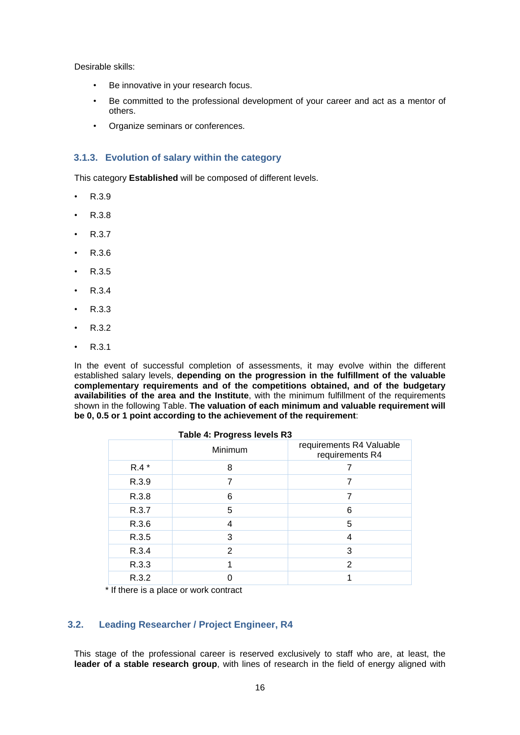Desirable skills:

- Be innovative in your research focus.
- Be committed to the professional development of your career and act as a mentor of others.
- Organize seminars or conferences.

### 3.1.3. Evolution of salary within the category

This category **Established** will be composed of different levels.

- R.3.9
- R.3.8
- R.3.7
- R.3.6
- R.3.5
- R.3.4
- R.3.3
- R.3.2
- R.3.1

In the event of successful completion of assessments, it may evolve within the different established salary levels, **depending on the progression in the fulfillment of the valuable complementary requirements and of the competitions obtained, and of the budgetary availabilities of the area and the Institute**, with the minimum fulfillment of the requirements shown in the following Table. **The valuation of each minimum and valuable requirement will be 0, 0.5 or 1 point according to the achievement of the requirement**:

**Table 4: Progress levels R3**

| | Minimum | requirements R4 Valuable requirements R4 |
|---|---|---|
| R.4 * | 8 | 7 |
| R.3.9 | 7 | 7 |
| R.3.8 | 6 | 7 |
| R.3.7 | 5 | 6 |
| R.3.6 | 4 | 5 |
| R.3.5 | 3 | 4 |
| R.3.4 | 2 | 3 |
| R.3.3 | 1 | 2 |
| R.3.2 | 0 | 1 |

\* If there is a place or work contract

## 3.2. Leading Researcher / Project Engineer, R4

This stage of the professional career is reserved exclusively to staff who are, at least, the **leader of a stable research group**, with lines of research in the field of energy aligned with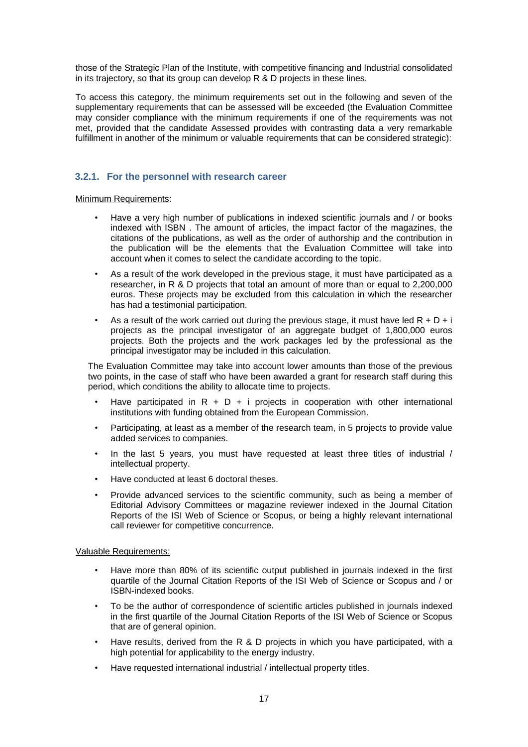those of the Strategic Plan of the Institute, with competitive financing and Industrial consolidated in its trajectory, so that its group can develop R & D projects in these lines.

To access this category, the minimum requirements set out in the following and seven of the supplementary requirements that can be assessed will be exceeded (the Evaluation Committee may consider compliance with the minimum requirements if one of the requirements was not met, provided that the candidate Assessed provides with contrasting data a very remarkable fulfillment in another of the minimum or valuable requirements that can be considered strategic):

### 3.2.1. For the personnel with research career

Minimum Requirements:

- Have a very high number of publications in indexed scientific journals and / or books indexed with ISBN . The amount of articles, the impact factor of the magazines, the citations of the publications, as well as the order of authorship and the contribution in the publication will be the elements that the Evaluation Committee will take into account when it comes to select the candidate according to the topic.
- As a result of the work developed in the previous stage, it must have participated as a researcher, in R & D projects that total an amount of more than or equal to 2,200,000 euros. These projects may be excluded from this calculation in which the researcher has had a testimonial participation.
- As a result of the work carried out during the previous stage, it must have led R + D + i projects as the principal investigator of an aggregate budget of 1,800,000 euros projects. Both the projects and the work packages led by the professional as the principal investigator may be included in this calculation.

The Evaluation Committee may take into account lower amounts than those of the previous two points, in the case of staff who have been awarded a grant for research staff during this period, which conditions the ability to allocate time to projects.

- Have participated in R + D + i projects in cooperation with other international institutions with funding obtained from the European Commission.
- Participating, at least as a member of the research team, in 5 projects to provide value added services to companies.
- In the last 5 years, you must have requested at least three titles of industrial / intellectual property.
- Have conducted at least 6 doctoral theses.
- Provide advanced services to the scientific community, such as being a member of Editorial Advisory Committees or magazine reviewer indexed in the Journal Citation Reports of the ISI Web of Science or Scopus, or being a highly relevant international call reviewer for competitive concurrence.

Valuable Requirements:

- Have more than 80% of its scientific output published in journals indexed in the first quartile of the Journal Citation Reports of the ISI Web of Science or Scopus and / or ISBN-indexed books.
- To be the author of correspondence of scientific articles published in journals indexed in the first quartile of the Journal Citation Reports of the ISI Web of Science or Scopus that are of general opinion.
- Have results, derived from the R & D projects in which you have participated, with a high potential for applicability to the energy industry.
- Have requested international industrial / intellectual property titles.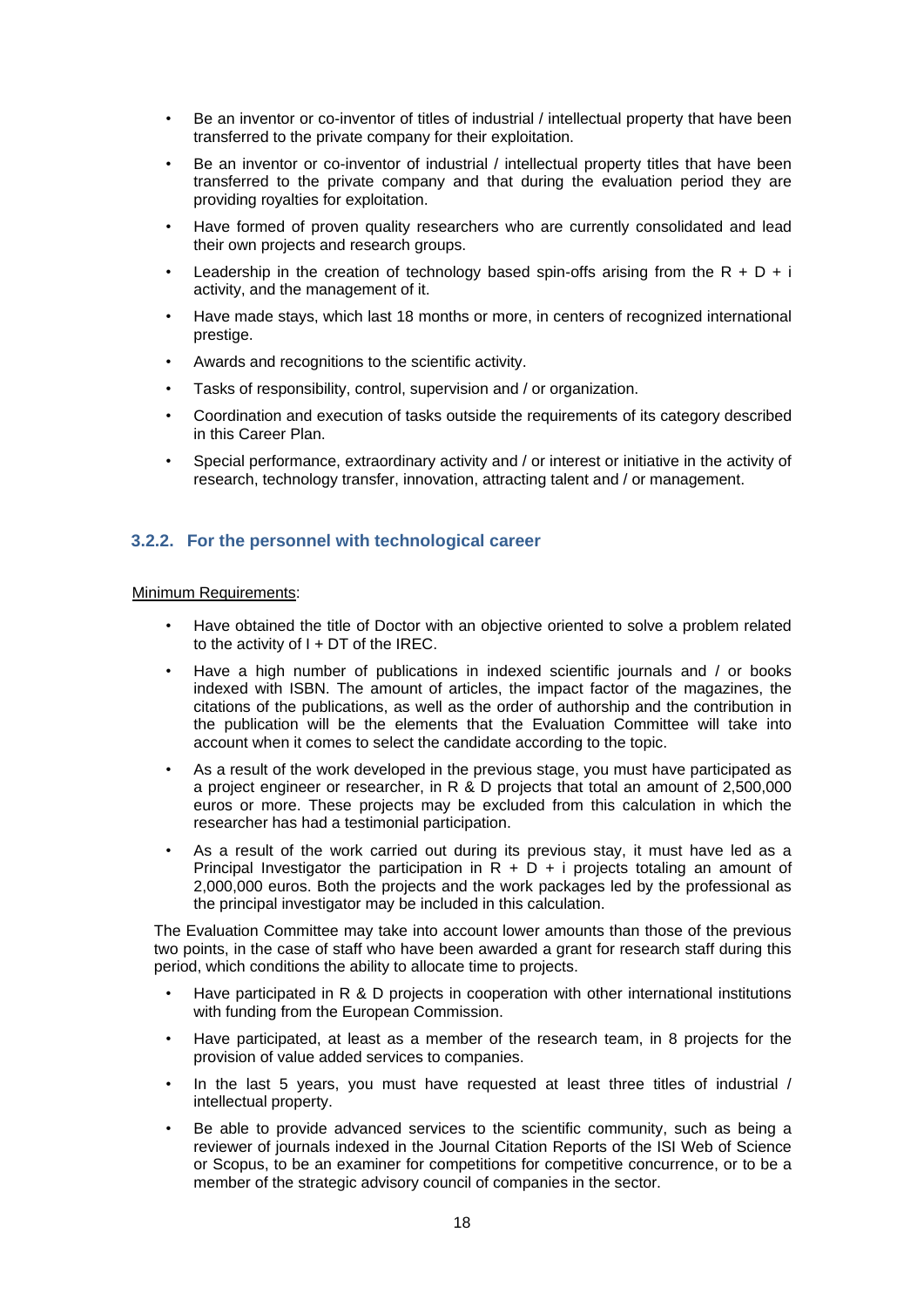- Be an inventor or co-inventor of titles of industrial / intellectual property that have been transferred to the private company for their exploitation.
- Be an inventor or co-inventor of industrial / intellectual property titles that have been transferred to the private company and that during the evaluation period they are providing royalties for exploitation.
- Have formed of proven quality researchers who are currently consolidated and lead their own projects and research groups.
- Leadership in the creation of technology based spin-offs arising from the R + D + i activity, and the management of it.
- Have made stays, which last 18 months or more, in centers of recognized international prestige.
- Awards and recognitions to the scientific activity.
- Tasks of responsibility, control, supervision and / or organization.
- Coordination and execution of tasks outside the requirements of its category described in this Career Plan.
- Special performance, extraordinary activity and / or interest or initiative in the activity of research, technology transfer, innovation, attracting talent and / or management.

### 3.2.2. For the personnel with technological career

Minimum Requirements:

- Have obtained the title of Doctor with an objective oriented to solve a problem related to the activity of I + DT of the IREC.
- Have a high number of publications in indexed scientific journals and / or books indexed with ISBN. The amount of articles, the impact factor of the magazines, the citations of the publications, as well as the order of authorship and the contribution in the publication will be the elements that the Evaluation Committee will take into account when it comes to select the candidate according to the topic.
- As a result of the work developed in the previous stage, you must have participated as a project engineer or researcher, in R & D projects that total an amount of 2,500,000 euros or more. These projects may be excluded from this calculation in which the researcher has had a testimonial participation.
- As a result of the work carried out during its previous stay, it must have led as a Principal Investigator the participation in R + D + i projects totaling an amount of 2,000,000 euros. Both the projects and the work packages led by the professional as the principal investigator may be included in this calculation.

The Evaluation Committee may take into account lower amounts than those of the previous two points, in the case of staff who have been awarded a grant for research staff during this period, which conditions the ability to allocate time to projects.

- Have participated in R & D projects in cooperation with other international institutions with funding from the European Commission.
- Have participated, at least as a member of the research team, in 8 projects for the provision of value added services to companies.
- In the last 5 years, you must have requested at least three titles of industrial / intellectual property.
- Be able to provide advanced services to the scientific community, such as being a reviewer of journals indexed in the Journal Citation Reports of the ISI Web of Science or Scopus, to be an examiner for competitions for competitive concurrence, or to be a member of the strategic advisory council of companies in the sector.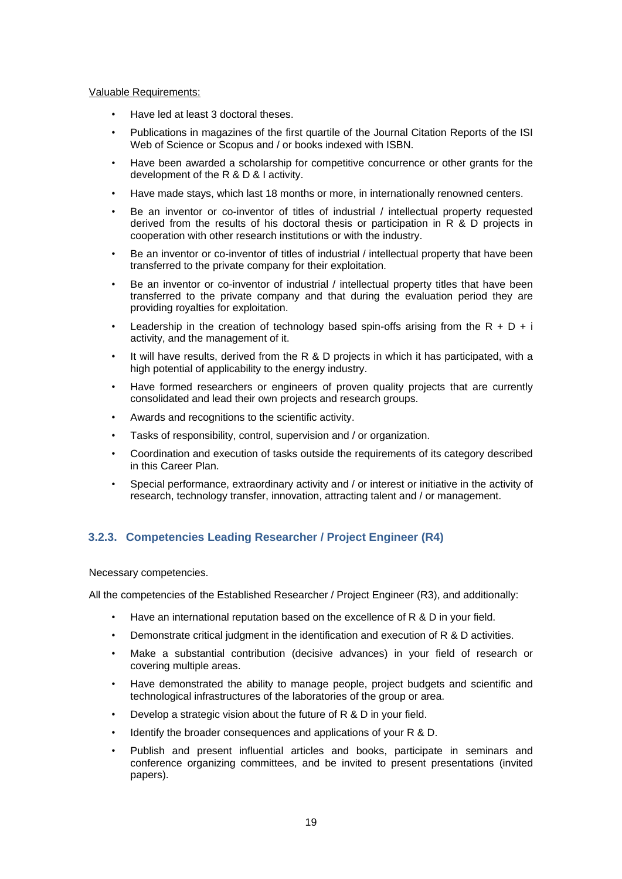Valuable Requirements:

- Have led at least 3 doctoral theses.
- Publications in magazines of the first quartile of the Journal Citation Reports of the ISI Web of Science or Scopus and / or books indexed with ISBN.
- Have been awarded a scholarship for competitive concurrence or other grants for the development of the R & D & I activity.
- Have made stays, which last 18 months or more, in internationally renowned centers.
- Be an inventor or co-inventor of titles of industrial / intellectual property requested derived from the results of his doctoral thesis or participation in R & D projects in cooperation with other research institutions or with the industry.
- Be an inventor or co-inventor of titles of industrial / intellectual property that have been transferred to the private company for their exploitation.
- Be an inventor or co-inventor of industrial / intellectual property titles that have been transferred to the private company and that during the evaluation period they are providing royalties for exploitation.
- Leadership in the creation of technology based spin-offs arising from the R + D + i activity, and the management of it.
- It will have results, derived from the R & D projects in which it has participated, with a high potential of applicability to the energy industry.
- Have formed researchers or engineers of proven quality projects that are currently consolidated and lead their own projects and research groups.
- Awards and recognitions to the scientific activity.
- Tasks of responsibility, control, supervision and / or organization.
- Coordination and execution of tasks outside the requirements of its category described in this Career Plan.
- Special performance, extraordinary activity and / or interest or initiative in the activity of research, technology transfer, innovation, attracting talent and / or management.

### 3.2.3. Competencies Leading Researcher / Project Engineer (R4)

Necessary competencies.

All the competencies of the Established Researcher / Project Engineer (R3), and additionally:

- Have an international reputation based on the excellence of R & D in your field.
- Demonstrate critical judgment in the identification and execution of R & D activities.
- Make a substantial contribution (decisive advances) in your field of research or covering multiple areas.
- Have demonstrated the ability to manage people, project budgets and scientific and technological infrastructures of the laboratories of the group or area.
- Develop a strategic vision about the future of R & D in your field.
- Identify the broader consequences and applications of your R & D.
- Publish and present influential articles and books, participate in seminars and conference organizing committees, and be invited to present presentations (invited papers).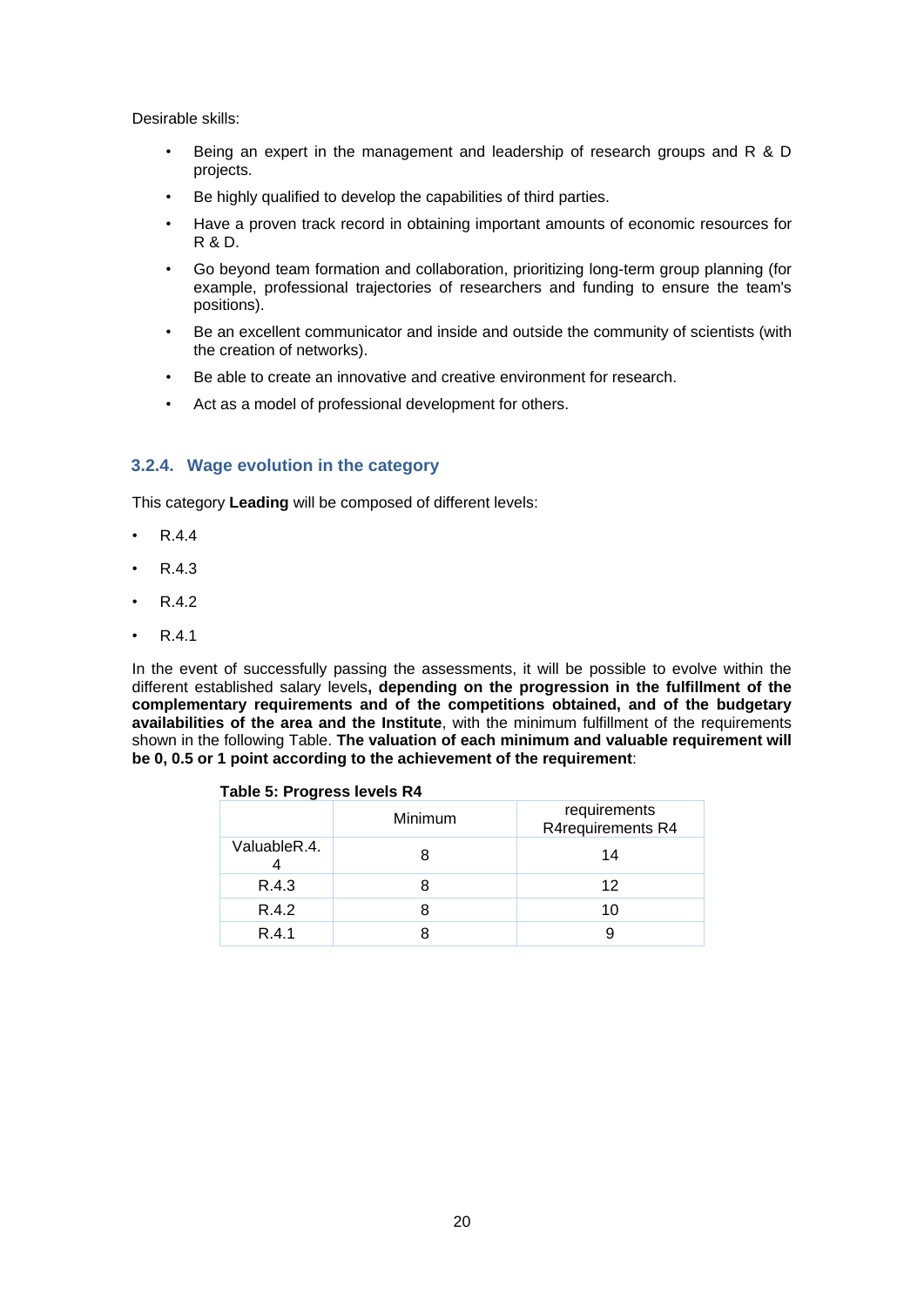Desirable skills:

- Being an expert in the management and leadership of research groups and R & D projects.
- Be highly qualified to develop the capabilities of third parties.
- Have a proven track record in obtaining important amounts of economic resources for R & D.
- Go beyond team formation and collaboration, prioritizing long-term group planning (for example, professional trajectories of researchers and funding to ensure the team's positions).
- Be an excellent communicator and inside and outside the community of scientists (with the creation of networks).
- Be able to create an innovative and creative environment for research.
- Act as a model of professional development for others.

### 3.2.4. Wage evolution in the category

This category **Leading** will be composed of different levels:

- R.4.4
- R.4.3
- R.4.2
- R.4.1

In the event of successfully passing the assessments, it will be possible to evolve within the different established salary levels**, depending on the progression in the fulfillment of the complementary requirements and of the competitions obtained, and of the budgetary availabilities of the area and the Institute**, with the minimum fulfillment of the requirements shown in the following Table. **The valuation of each minimum and valuable requirement will be 0, 0.5 or 1 point according to the achievement of the requirement**:

**Table 5: Progress levels R4**

| | Minimum | requirements R4requirements R4 |
|---|---|---|
| ValuableR.4.4 | 8 | 14 |
| R.4.3 | 8 | 12 |
| R.4.2 | 8 | 10 |
| R.4.1 | 8 | 9 |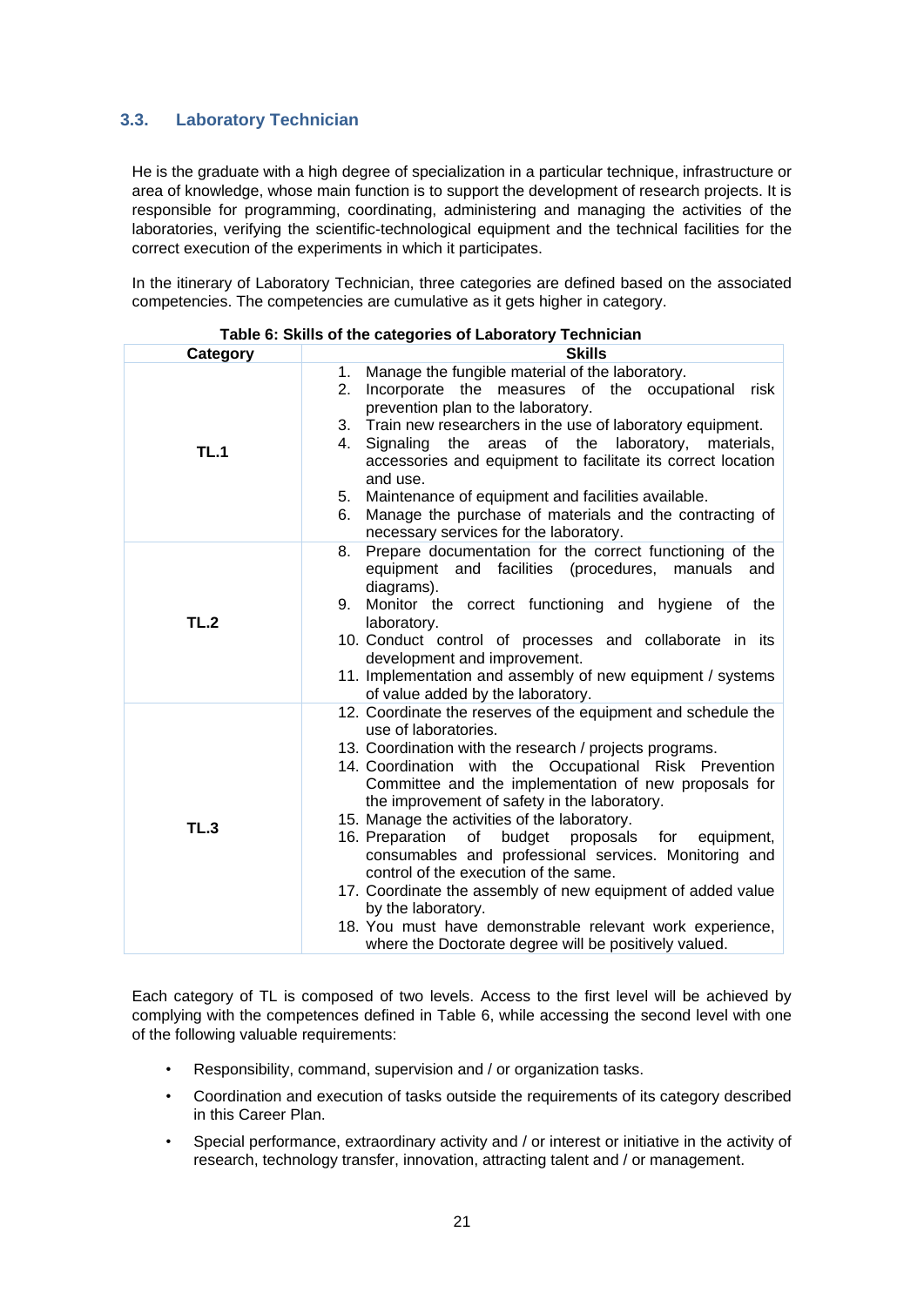### 3.3. Laboratory Technician

He is the graduate with a high degree of specialization in a particular technique, infrastructure or area of knowledge, whose main function is to support the development of research projects. It is responsible for programming, coordinating, administering and managing the activities of the laboratories, verifying the scientific-technological equipment and the technical facilities for the correct execution of the experiments in which it participates.

In the itinerary of Laboratory Technician, three categories are defined based on the associated competencies. The competencies are cumulative as it gets higher in category.

**Table 6: Skills of the categories of Laboratory Technician**

| Category | Skills |
|---|---|
| **TL.1** | 1. Manage the fungible material of the laboratory.<br>2. Incorporate the measures of the occupational risk prevention plan to the laboratory.<br>3. Train new researchers in the use of laboratory equipment.<br>4. Signaling the areas of the laboratory, materials, accessories and equipment to facilitate its correct location and use.<br>5. Maintenance of equipment and facilities available.<br>6. Manage the purchase of materials and the contracting of necessary services for the laboratory. |
| **TL.2** | 8. Prepare documentation for the correct functioning of the equipment and facilities (procedures, manuals and diagrams).<br>9. Monitor the correct functioning and hygiene of the laboratory.<br>10. Conduct control of processes and collaborate in its development and improvement.<br>11. Implementation and assembly of new equipment / systems of value added by the laboratory. |
| **TL.3** | 12. Coordinate the reserves of the equipment and schedule the use of laboratories.<br>13. Coordination with the research / projects programs.<br>14. Coordination with the Occupational Risk Prevention Committee and the implementation of new proposals for the improvement of safety in the laboratory.<br>15. Manage the activities of the laboratory.<br>16. Preparation of budget proposals for equipment, consumables and professional services. Monitoring and control of the execution of the same.<br>17. Coordinate the assembly of new equipment of added value by the laboratory.<br>18. You must have demonstrable relevant work experience, where the Doctorate degree will be positively valued. |

Each category of TL is composed of two levels. Access to the first level will be achieved by complying with the competences defined in Table 6, while accessing the second level with one of the following valuable requirements:

- Responsibility, command, supervision and / or organization tasks.
- Coordination and execution of tasks outside the requirements of its category described in this Career Plan.
- Special performance, extraordinary activity and / or interest or initiative in the activity of research, technology transfer, innovation, attracting talent and / or management.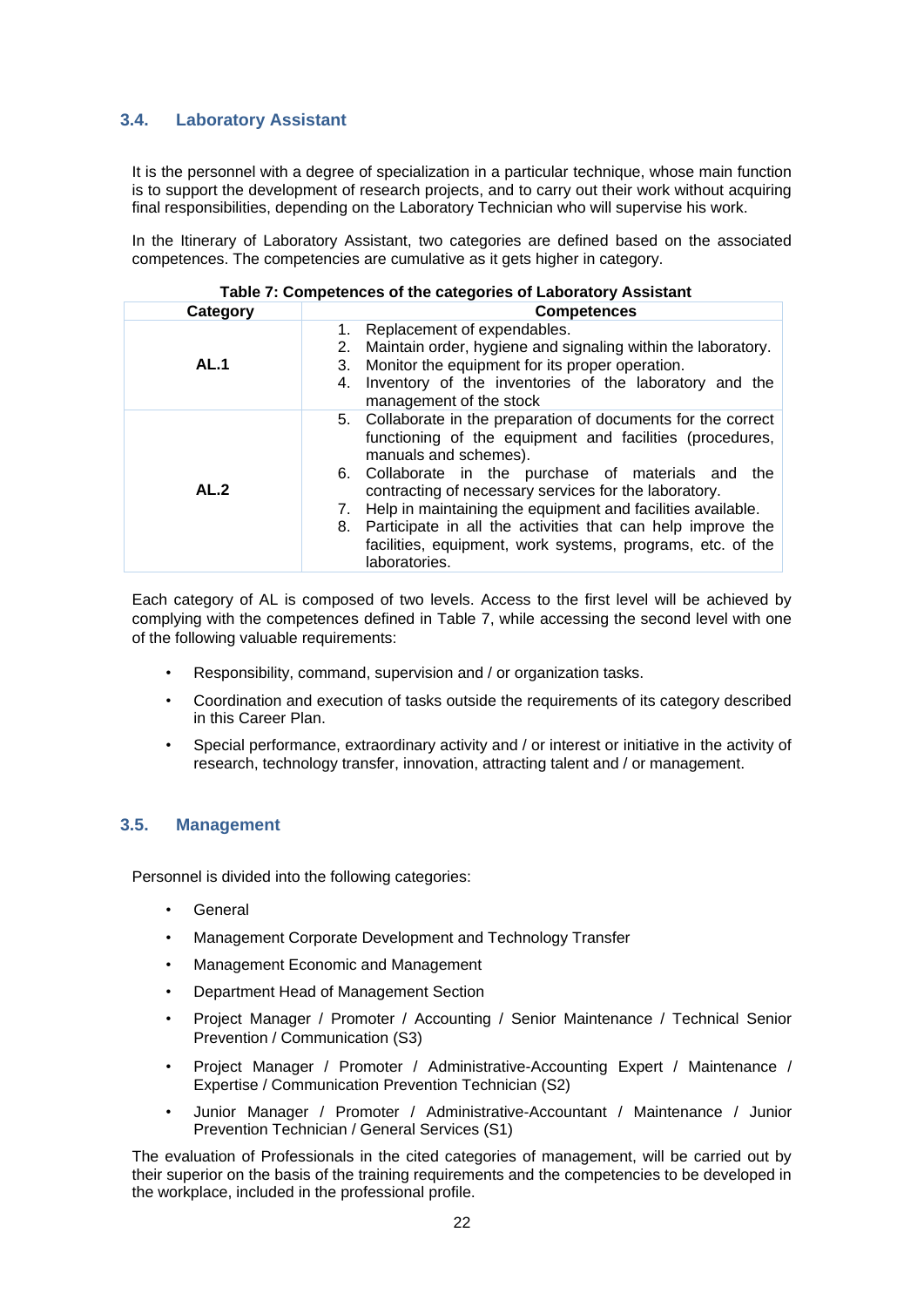### 3.4. Laboratory Assistant

It is the personnel with a degree of specialization in a particular technique, whose main function is to support the development of research projects, and to carry out their work without acquiring final responsibilities, depending on the Laboratory Technician who will supervise his work.

In the Itinerary of Laboratory Assistant, two categories are defined based on the associated competences. The competencies are cumulative as it gets higher in category.

**Table 7: Competences of the categories of Laboratory Assistant**

| Category | Competences |
|---|---|
| **AL.1** | 1. Replacement of expendables.<br>2. Maintain order, hygiene and signaling within the laboratory.<br>3. Monitor the equipment for its proper operation.<br>4. Inventory of the inventories of the laboratory and the management of the stock |
| **AL.2** | 5. Collaborate in the preparation of documents for the correct functioning of the equipment and facilities (procedures, manuals and schemes).<br>6. Collaborate in the purchase of materials and the contracting of necessary services for the laboratory.<br>7. Help in maintaining the equipment and facilities available.<br>8. Participate in all the activities that can help improve the facilities, equipment, work systems, programs, etc. of the laboratories. |

Each category of AL is composed of two levels. Access to the first level will be achieved by complying with the competences defined in Table 7, while accessing the second level with one of the following valuable requirements:

- Responsibility, command, supervision and / or organization tasks.
- Coordination and execution of tasks outside the requirements of its category described in this Career Plan.
- Special performance, extraordinary activity and / or interest or initiative in the activity of research, technology transfer, innovation, attracting talent and / or management.

### 3.5. Management

Personnel is divided into the following categories:

- General
- Management Corporate Development and Technology Transfer
- Management Economic and Management
- Department Head of Management Section
- Project Manager / Promoter / Accounting / Senior Maintenance / Technical Senior Prevention / Communication (S3)
- Project Manager / Promoter / Administrative-Accounting Expert / Maintenance / Expertise / Communication Prevention Technician (S2)
- Junior Manager / Promoter / Administrative-Accountant / Maintenance / Junior Prevention Technician / General Services (S1)

The evaluation of Professionals in the cited categories of management, will be carried out by their superior on the basis of the training requirements and the competencies to be developed in the workplace, included in the professional profile.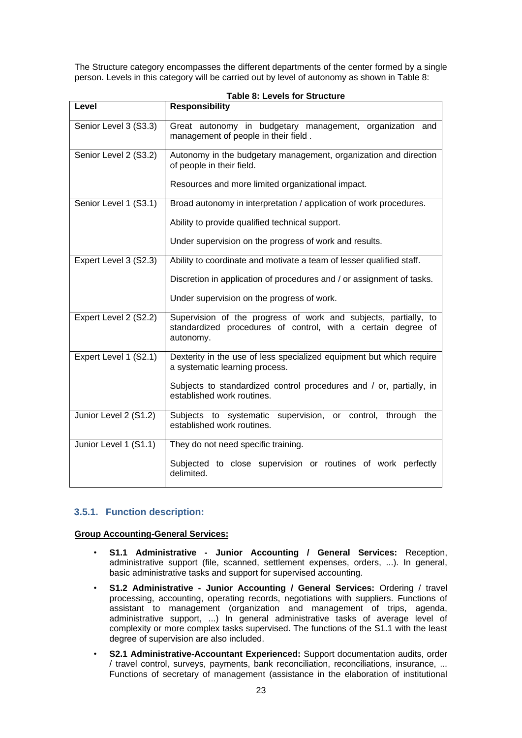The Structure category encompasses the different departments of the center formed by a single person. Levels in this category will be carried out by level of autonomy as shown in Table 8:

**Table 8: Levels for Structure**

| Level | Responsibility |
|---|---|
| Senior Level 3 (S3.3) | Great autonomy in budgetary management, organization and management of people in their field . |
| Senior Level 2 (S3.2) | Autonomy in the budgetary management, organization and direction of people in their field.<br><br>Resources and more limited organizational impact. |
| Senior Level 1 (S3.1) | Broad autonomy in interpretation / application of work procedures.<br><br>Ability to provide qualified technical support.<br><br>Under supervision on the progress of work and results. |
| Expert Level 3 (S2.3) | Ability to coordinate and motivate a team of lesser qualified staff.<br><br>Discretion in application of procedures and / or assignment of tasks.<br><br>Under supervision on the progress of work. |
| Expert Level 2 (S2.2) | Supervision of the progress of work and subjects, partially, to standardized procedures of control, with a certain degree of autonomy. |
| Expert Level 1 (S2.1) | Dexterity in the use of less specialized equipment but which require a systematic learning process.<br><br>Subjects to standardized control procedures and / or, partially, in established work routines. |
| Junior Level 2 (S1.2) | Subjects to systematic supervision, or control, through the established work routines. |
| Junior Level 1 (S1.1) | They do not need specific training.<br><br>Subjected to close supervision or routines of work perfectly delimited. |

### 3.5.1. Function description:

**Group Accounting-General Services:**

- **S1.1 Administrative - Junior Accounting / General Services:** Reception, administrative support (file, scanned, settlement expenses, orders, ...). In general, basic administrative tasks and support for supervised accounting.
- **S1.2 Administrative - Junior Accounting / General Services:** Ordering / travel processing, accounting, operating records, negotiations with suppliers. Functions of assistant to management (organization and management of trips, agenda, administrative support, ...) In general administrative tasks of average level of complexity or more complex tasks supervised. The functions of the S1.1 with the least degree of supervision are also included.
- **S2.1 Administrative-Accountant Experienced:** Support documentation audits, order / travel control, surveys, payments, bank reconciliation, reconciliations, insurance, ... Functions of secretary of management (assistance in the elaboration of institutional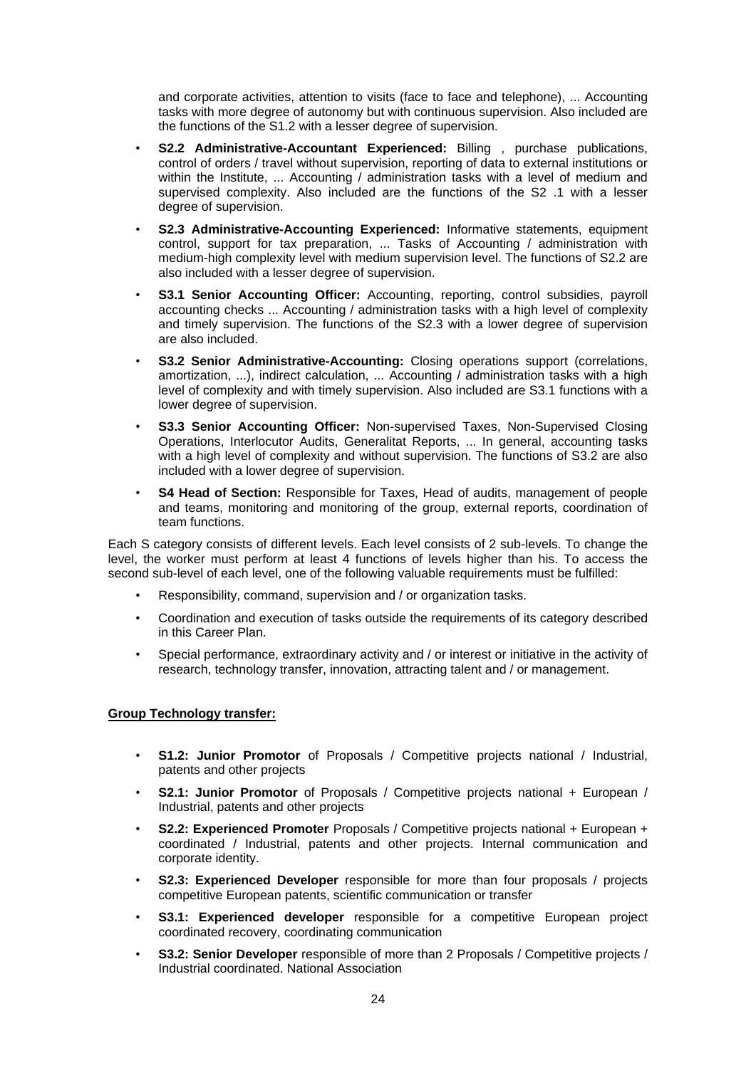and corporate activities, attention to visits (face to face and telephone), ... Accounting tasks with more degree of autonomy but with continuous supervision. Also included are the functions of the S1.2 with a lesser degree of supervision.

- **S2.2 Administrative-Accountant Experienced:** Billing , purchase publications, control of orders / travel without supervision, reporting of data to external institutions or within the Institute, ... Accounting / administration tasks with a level of medium and supervised complexity. Also included are the functions of the S2 .1 with a lesser degree of supervision.
- **S2.3 Administrative-Accounting Experienced:** Informative statements, equipment control, support for tax preparation, ... Tasks of Accounting / administration with medium-high complexity level with medium supervision level. The functions of S2.2 are also included with a lesser degree of supervision.
- **S3.1 Senior Accounting Officer:** Accounting, reporting, control subsidies, payroll accounting checks ... Accounting / administration tasks with a high level of complexity and timely supervision. The functions of the S2.3 with a lower degree of supervision are also included.
- **S3.2 Senior Administrative-Accounting:** Closing operations support (correlations, amortization, ...), indirect calculation, ... Accounting / administration tasks with a high level of complexity and with timely supervision. Also included are S3.1 functions with a lower degree of supervision.
- **S3.3 Senior Accounting Officer:** Non-supervised Taxes, Non-Supervised Closing Operations, Interlocutor Audits, Generalitat Reports, ... In general, accounting tasks with a high level of complexity and without supervision. The functions of S3.2 are also included with a lower degree of supervision.
- **S4 Head of Section:** Responsible for Taxes, Head of audits, management of people and teams, monitoring and monitoring of the group, external reports, coordination of team functions.

Each S category consists of different levels. Each level consists of 2 sub-levels. To change the level, the worker must perform at least 4 functions of levels higher than his. To access the second sub-level of each level, one of the following valuable requirements must be fulfilled:

- Responsibility, command, supervision and / or organization tasks.
- Coordination and execution of tasks outside the requirements of its category described in this Career Plan.
- Special performance, extraordinary activity and / or interest or initiative in the activity of research, technology transfer, innovation, attracting talent and / or management.

**Group Technology transfer:**

- **S1.2: Junior Promotor** of Proposals / Competitive projects national / Industrial, patents and other projects
- **S2.1: Junior Promotor** of Proposals / Competitive projects national + European / Industrial, patents and other projects
- **S2.2: Experienced Promoter** Proposals / Competitive projects national + European + coordinated / Industrial, patents and other projects. Internal communication and corporate identity.
- **S2.3: Experienced Developer** responsible for more than four proposals / projects competitive European patents, scientific communication or transfer
- **S3.1: Experienced developer** responsible for a competitive European project coordinated recovery, coordinating communication
- **S3.2: Senior Developer** responsible of more than 2 Proposals / Competitive projects / Industrial coordinated. National Association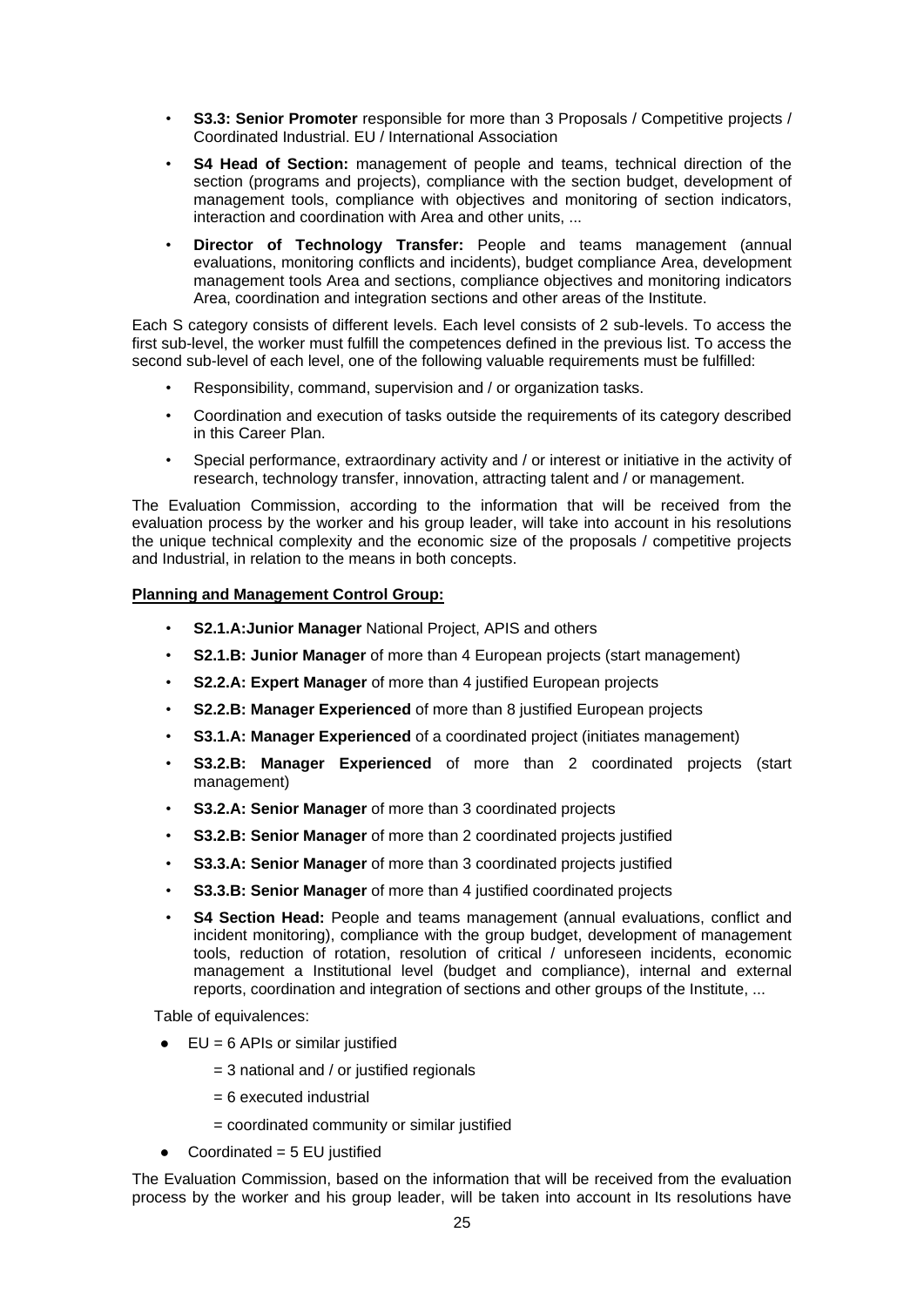- **S3.3: Senior Promoter** responsible for more than 3 Proposals / Competitive projects / Coordinated Industrial. EU / International Association
- **S4 Head of Section:** management of people and teams, technical direction of the section (programs and projects), compliance with the section budget, development of management tools, compliance with objectives and monitoring of section indicators, interaction and coordination with Area and other units, ...
- **Director of Technology Transfer:** People and teams management (annual evaluations, monitoring conflicts and incidents), budget compliance Area, development management tools Area and sections, compliance objectives and monitoring indicators Area, coordination and integration sections and other areas of the Institute.

Each S category consists of different levels. Each level consists of 2 sub-levels. To access the first sub-level, the worker must fulfill the competences defined in the previous list. To access the second sub-level of each level, one of the following valuable requirements must be fulfilled:

- Responsibility, command, supervision and / or organization tasks.
- Coordination and execution of tasks outside the requirements of its category described in this Career Plan.
- Special performance, extraordinary activity and / or interest or initiative in the activity of research, technology transfer, innovation, attracting talent and / or management.

The Evaluation Commission, according to the information that will be received from the evaluation process by the worker and his group leader, will take into account in his resolutions the unique technical complexity and the economic size of the proposals / competitive projects and Industrial, in relation to the means in both concepts.

**Planning and Management Control Group:**

- **S2.1.A:Junior Manager** National Project, APIS and others
- **S2.1.B: Junior Manager** of more than 4 European projects (start management)
- **S2.2.A: Expert Manager** of more than 4 justified European projects
- **S2.2.B: Manager Experienced** of more than 8 justified European projects
- **S3.1.A: Manager Experienced** of a coordinated project (initiates management)
- **S3.2.B: Manager Experienced** of more than 2 coordinated projects (start management)
- **S3.2.A: Senior Manager** of more than 3 coordinated projects
- **S3.2.B: Senior Manager** of more than 2 coordinated projects justified
- **S3.3.A: Senior Manager** of more than 3 coordinated projects justified
- **S3.3.B: Senior Manager** of more than 4 justified coordinated projects
- **S4 Section Head:** People and teams management (annual evaluations, conflict and incident monitoring), compliance with the group budget, development of management tools, reduction of rotation, resolution of critical / unforeseen incidents, economic management a Institutional level (budget and compliance), internal and external reports, coordination and integration of sections and other groups of the Institute, ...

Table of equivalences:

- EU = 6 APIs or similar justified
  - = 3 national and / or justified regionals
  - = 6 executed industrial
  - = coordinated community or similar justified
- Coordinated = 5 EU justified

The Evaluation Commission, based on the information that will be received from the evaluation process by the worker and his group leader, will be taken into account in Its resolutions have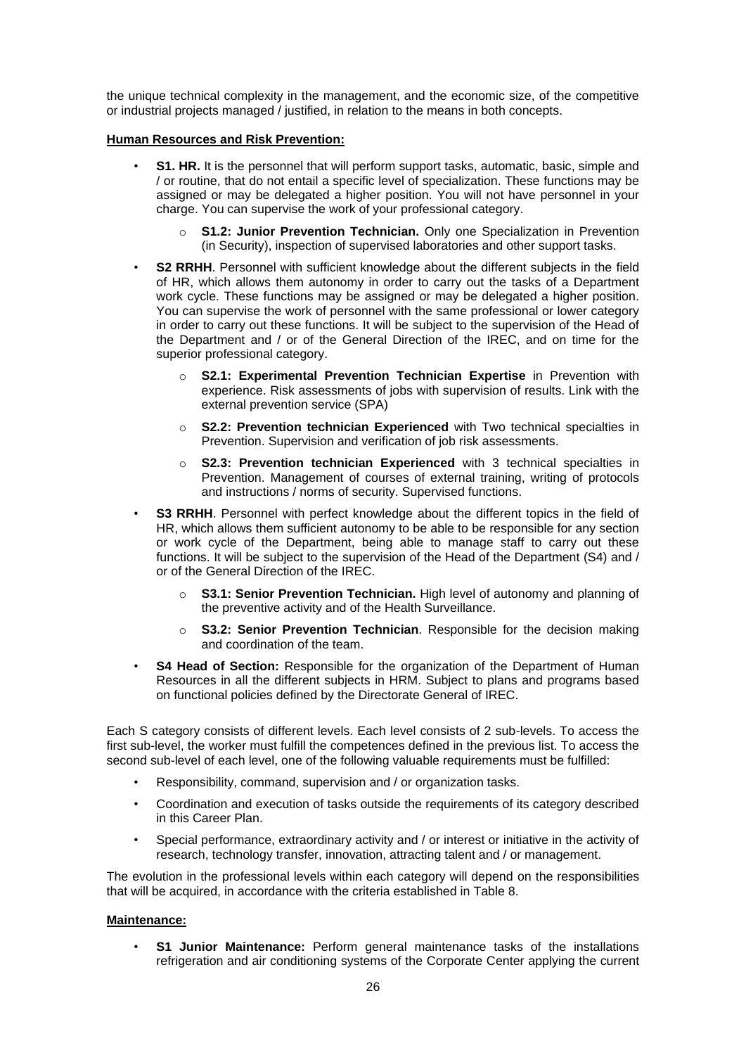the unique technical complexity in the management, and the economic size, of the competitive or industrial projects managed / justified, in relation to the means in both concepts.

**Human Resources and Risk Prevention:**

- **S1. HR.** It is the personnel that will perform support tasks, automatic, basic, simple and / or routine, that do not entail a specific level of specialization. These functions may be assigned or may be delegated a higher position. You will not have personnel in your charge. You can supervise the work of your professional category.
  - **S1.2: Junior Prevention Technician.** Only one Specialization in Prevention (in Security), inspection of supervised laboratories and other support tasks.
- **S2 RRHH**. Personnel with sufficient knowledge about the different subjects in the field of HR, which allows them autonomy in order to carry out the tasks of a Department work cycle. These functions may be assigned or may be delegated a higher position. You can supervise the work of personnel with the same professional or lower category in order to carry out these functions. It will be subject to the supervision of the Head of the Department and / or of the General Direction of the IREC, and on time for the superior professional category.
  - **S2.1: Experimental Prevention Technician Expertise** in Prevention with experience. Risk assessments of jobs with supervision of results. Link with the external prevention service (SPA)
  - **S2.2: Prevention technician Experienced** with Two technical specialties in Prevention. Supervision and verification of job risk assessments.
  - **S2.3: Prevention technician Experienced** with 3 technical specialties in Prevention. Management of courses of external training, writing of protocols and instructions / norms of security. Supervised functions.
- **S3 RRHH**. Personnel with perfect knowledge about the different topics in the field of HR, which allows them sufficient autonomy to be able to be responsible for any section or work cycle of the Department, being able to manage staff to carry out these functions. It will be subject to the supervision of the Head of the Department (S4) and / or of the General Direction of the IREC.
  - **S3.1: Senior Prevention Technician.** High level of autonomy and planning of the preventive activity and of the Health Surveillance.
  - **S3.2: Senior Prevention Technician**. Responsible for the decision making and coordination of the team.
- **S4 Head of Section:** Responsible for the organization of the Department of Human Resources in all the different subjects in HRM. Subject to plans and programs based on functional policies defined by the Directorate General of IREC.

Each S category consists of different levels. Each level consists of 2 sub-levels. To access the first sub-level, the worker must fulfill the competences defined in the previous list. To access the second sub-level of each level, one of the following valuable requirements must be fulfilled:

- Responsibility, command, supervision and / or organization tasks.
- Coordination and execution of tasks outside the requirements of its category described in this Career Plan.
- Special performance, extraordinary activity and / or interest or initiative in the activity of research, technology transfer, innovation, attracting talent and / or management.

The evolution in the professional levels within each category will depend on the responsibilities that will be acquired, in accordance with the criteria established in Table 8.

**Maintenance:**

- **S1 Junior Maintenance:** Perform general maintenance tasks of the installations refrigeration and air conditioning systems of the Corporate Center applying the current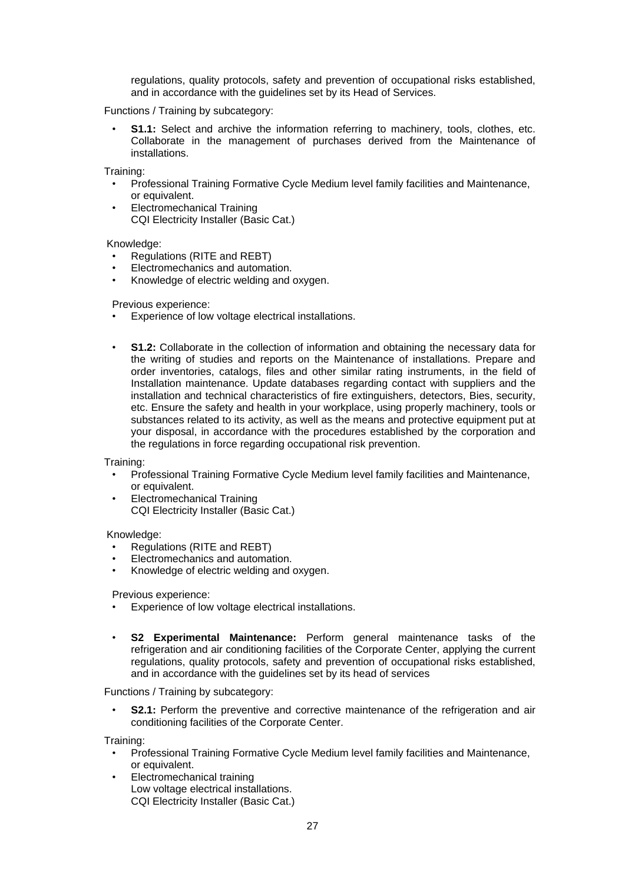regulations, quality protocols, safety and prevention of occupational risks established, and in accordance with the guidelines set by its Head of Services.

Functions / Training by subcategory:

- **S1.1:** Select and archive the information referring to machinery, tools, clothes, etc. Collaborate in the management of purchases derived from the Maintenance of installations.

Training:

- Professional Training Formative Cycle Medium level family facilities and Maintenance, or equivalent.
- Electromechanical Training
  CQI Electricity Installer (Basic Cat.)

Knowledge:

- Regulations (RITE and REBT)
- Electromechanics and automation.
- Knowledge of electric welding and oxygen.

Previous experience:

- Experience of low voltage electrical installations.

- **S1.2:** Collaborate in the collection of information and obtaining the necessary data for the writing of studies and reports on the Maintenance of installations. Prepare and order inventories, catalogs, files and other similar rating instruments, in the field of Installation maintenance. Update databases regarding contact with suppliers and the installation and technical characteristics of fire extinguishers, detectors, Bies, security, etc. Ensure the safety and health in your workplace, using properly machinery, tools or substances related to its activity, as well as the means and protective equipment put at your disposal, in accordance with the procedures established by the corporation and the regulations in force regarding occupational risk prevention.

Training:

- Professional Training Formative Cycle Medium level family facilities and Maintenance, or equivalent.
- Electromechanical Training
  CQI Electricity Installer (Basic Cat.)

Knowledge:

- Regulations (RITE and REBT)
- Electromechanics and automation.
- Knowledge of electric welding and oxygen.

Previous experience:

- Experience of low voltage electrical installations.

- **S2 Experimental Maintenance:** Perform general maintenance tasks of the refrigeration and air conditioning facilities of the Corporate Center, applying the current regulations, quality protocols, safety and prevention of occupational risks established, and in accordance with the guidelines set by its head of services

Functions / Training by subcategory:

- **S2.1:** Perform the preventive and corrective maintenance of the refrigeration and air conditioning facilities of the Corporate Center.

Training:

- Professional Training Formative Cycle Medium level family facilities and Maintenance, or equivalent.
- Electromechanical training
  Low voltage electrical installations.
  CQI Electricity Installer (Basic Cat.)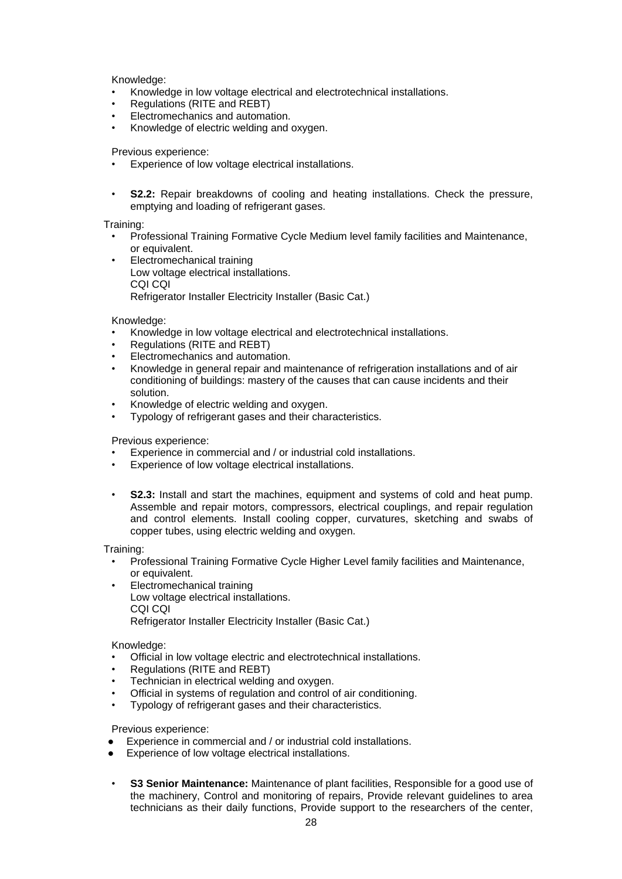Knowledge:

- Knowledge in low voltage electrical and electrotechnical installations.
- Regulations (RITE and REBT)
- Electromechanics and automation.
- Knowledge of electric welding and oxygen.

Previous experience:

- Experience of low voltage electrical installations.

- **S2.2:** Repair breakdowns of cooling and heating installations. Check the pressure, emptying and loading of refrigerant gases.

Training:

- Professional Training Formative Cycle Medium level family facilities and Maintenance, or equivalent.
- Electromechanical training
  Low voltage electrical installations.
  CQI CQI
  Refrigerator Installer Electricity Installer (Basic Cat.)

Knowledge:

- Knowledge in low voltage electrical and electrotechnical installations.
- Regulations (RITE and REBT)
- Electromechanics and automation.
- Knowledge in general repair and maintenance of refrigeration installations and of air conditioning of buildings: mastery of the causes that can cause incidents and their solution.
- Knowledge of electric welding and oxygen.
- Typology of refrigerant gases and their characteristics.

Previous experience:

- Experience in commercial and / or industrial cold installations.
- Experience of low voltage electrical installations.

- **S2.3:** Install and start the machines, equipment and systems of cold and heat pump. Assemble and repair motors, compressors, electrical couplings, and repair regulation and control elements. Install cooling copper, curvatures, sketching and swabs of copper tubes, using electric welding and oxygen.

Training:

- Professional Training Formative Cycle Higher Level family facilities and Maintenance, or equivalent.
- Electromechanical training
  Low voltage electrical installations.
  CQI CQI
  Refrigerator Installer Electricity Installer (Basic Cat.)

Knowledge:

- Official in low voltage electric and electrotechnical installations.
- Regulations (RITE and REBT)
- Technician in electrical welding and oxygen.
- Official in systems of regulation and control of air conditioning.
- Typology of refrigerant gases and their characteristics.

Previous experience:

- Experience in commercial and / or industrial cold installations.
- Experience of low voltage electrical installations.

- **S3 Senior Maintenance:** Maintenance of plant facilities, Responsible for a good use of the machinery, Control and monitoring of repairs, Provide relevant guidelines to area technicians as their daily functions, Provide support to the researchers of the center,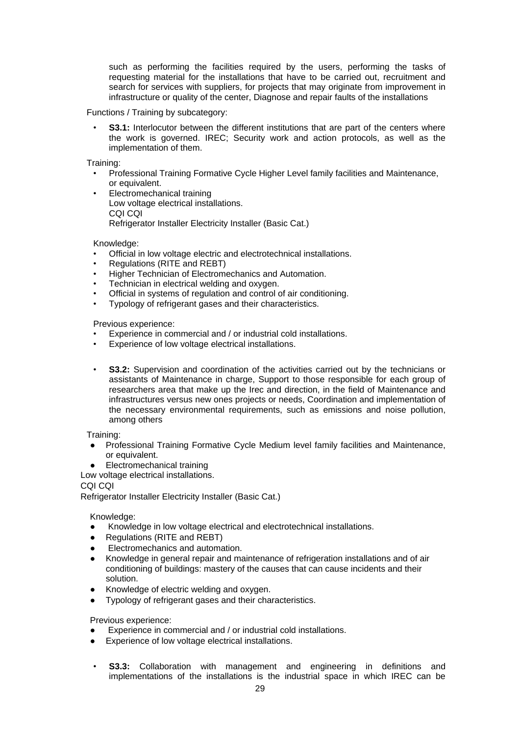such as performing the facilities required by the users, performing the tasks of requesting material for the installations that have to be carried out, recruitment and search for services with suppliers, for projects that may originate from improvement in infrastructure or quality of the center, Diagnose and repair faults of the installations

Functions / Training by subcategory:

- **S3.1:** Interlocutor between the different institutions that are part of the centers where the work is governed. IREC; Security work and action protocols, as well as the implementation of them.

Training:

- Professional Training Formative Cycle Higher Level family facilities and Maintenance, or equivalent.
- Electromechanical training
  Low voltage electrical installations.
  CQI CQI
  Refrigerator Installer Electricity Installer (Basic Cat.)

Knowledge:

- Official in low voltage electric and electrotechnical installations.
- Regulations (RITE and REBT)
- Higher Technician of Electromechanics and Automation.
- Technician in electrical welding and oxygen.
- Official in systems of regulation and control of air conditioning.
- Typology of refrigerant gases and their characteristics.

Previous experience:

- Experience in commercial and / or industrial cold installations.
- Experience of low voltage electrical installations.

- **S3.2:** Supervision and coordination of the activities carried out by the technicians or assistants of Maintenance in charge, Support to those responsible for each group of researchers area that make up the Irec and direction, in the field of Maintenance and infrastructures versus new ones projects or needs, Coordination and implementation of the necessary environmental requirements, such as emissions and noise pollution, among others

Training:

- Professional Training Formative Cycle Medium level family facilities and Maintenance, or equivalent.
- Electromechanical training

Low voltage electrical installations.
CQI CQI
Refrigerator Installer Electricity Installer (Basic Cat.)

Knowledge:

- Knowledge in low voltage electrical and electrotechnical installations.
- Regulations (RITE and REBT)
- Electromechanics and automation.
- Knowledge in general repair and maintenance of refrigeration installations and of air conditioning of buildings: mastery of the causes that can cause incidents and their solution.
- Knowledge of electric welding and oxygen.
- Typology of refrigerant gases and their characteristics.

Previous experience:

- Experience in commercial and / or industrial cold installations.
- Experience of low voltage electrical installations.

- **S3.3:** Collaboration with management and engineering in definitions and implementations of the installations is the industrial space in which IREC can be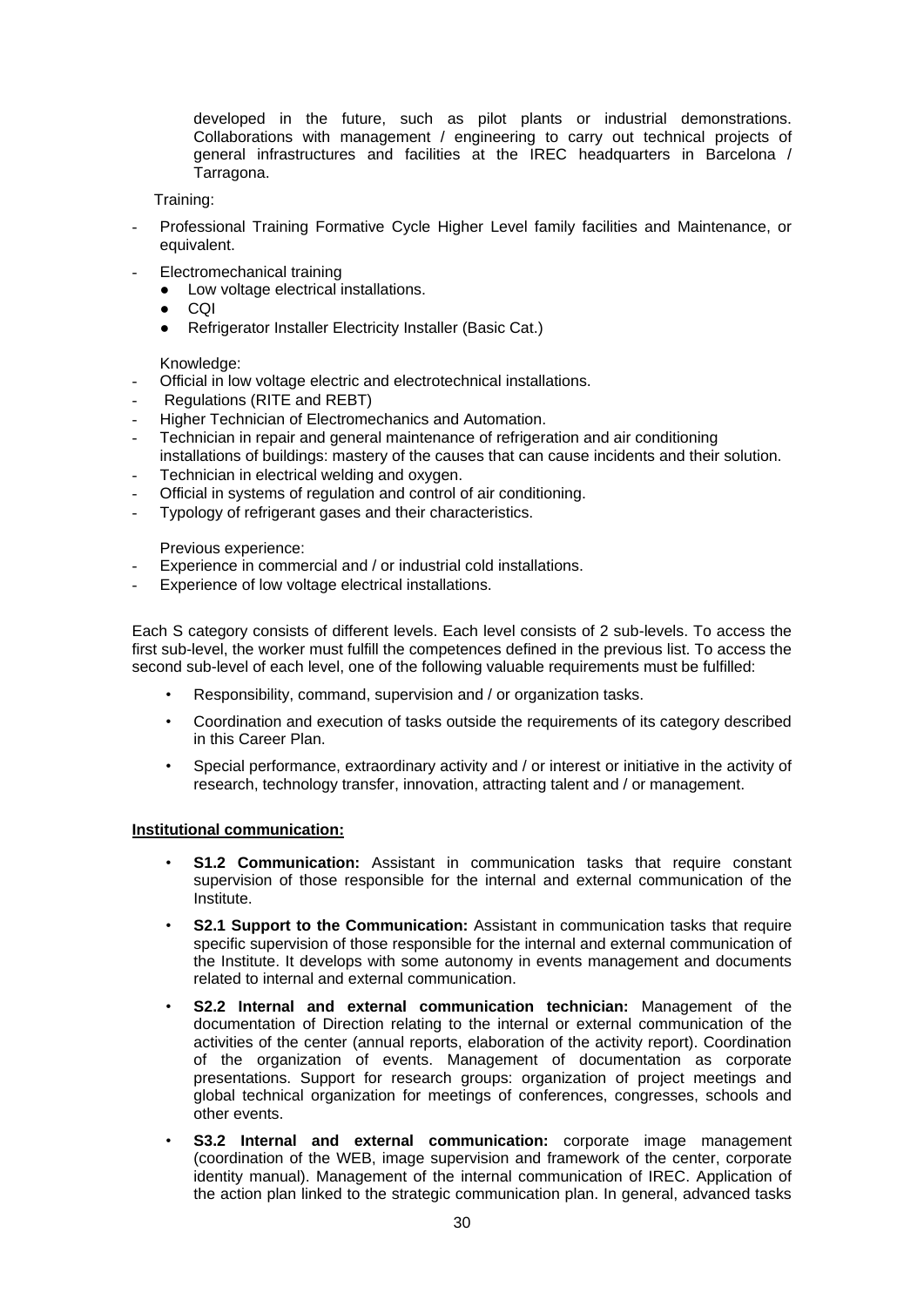developed in the future, such as pilot plants or industrial demonstrations. Collaborations with management / engineering to carry out technical projects of general infrastructures and facilities at the IREC headquarters in Barcelona / Tarragona.

Training:

- Professional Training Formative Cycle Higher Level family facilities and Maintenance, or equivalent.
- Electromechanical training
  - Low voltage electrical installations.
  - CQI
  - Refrigerator Installer Electricity Installer (Basic Cat.)

Knowledge:

- Official in low voltage electric and electrotechnical installations.
- Regulations (RITE and REBT)
- Higher Technician of Electromechanics and Automation.
- Technician in repair and general maintenance of refrigeration and air conditioning installations of buildings: mastery of the causes that can cause incidents and their solution.
- Technician in electrical welding and oxygen.
- Official in systems of regulation and control of air conditioning.
- Typology of refrigerant gases and their characteristics.

Previous experience:

- Experience in commercial and / or industrial cold installations.
- Experience of low voltage electrical installations.

Each S category consists of different levels. Each level consists of 2 sub-levels. To access the first sub-level, the worker must fulfill the competences defined in the previous list. To access the second sub-level of each level, one of the following valuable requirements must be fulfilled:

- Responsibility, command, supervision and / or organization tasks.
- Coordination and execution of tasks outside the requirements of its category described in this Career Plan.
- Special performance, extraordinary activity and / or interest or initiative in the activity of research, technology transfer, innovation, attracting talent and / or management.

**Institutional communication:**

- **S1.2 Communication:** Assistant in communication tasks that require constant supervision of those responsible for the internal and external communication of the Institute.
- **S2.1 Support to the Communication:** Assistant in communication tasks that require specific supervision of those responsible for the internal and external communication of the Institute. It develops with some autonomy in events management and documents related to internal and external communication.
- **S2.2 Internal and external communication technician:** Management of the documentation of Direction relating to the internal or external communication of the activities of the center (annual reports, elaboration of the activity report). Coordination of the organization of events. Management of documentation as corporate presentations. Support for research groups: organization of project meetings and global technical organization for meetings of conferences, congresses, schools and other events.
- **S3.2 Internal and external communication:** corporate image management (coordination of the WEB, image supervision and framework of the center, corporate identity manual). Management of the internal communication of IREC. Application of the action plan linked to the strategic communication plan. In general, advanced tasks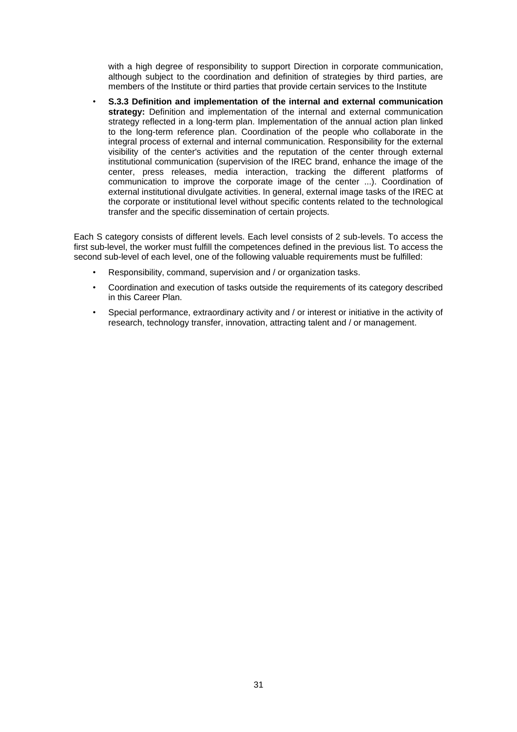with a high degree of responsibility to support Direction in corporate communication, although subject to the coordination and definition of strategies by third parties, are members of the Institute or third parties that provide certain services to the Institute

- **S.3.3 Definition and implementation of the internal and external communication strategy:** Definition and implementation of the internal and external communication strategy reflected in a long-term plan. Implementation of the annual action plan linked to the long-term reference plan. Coordination of the people who collaborate in the integral process of external and internal communication. Responsibility for the external visibility of the center's activities and the reputation of the center through external institutional communication (supervision of the IREC brand, enhance the image of the center, press releases, media interaction, tracking the different platforms of communication to improve the corporate image of the center ...). Coordination of external institutional divulgate activities. In general, external image tasks of the IREC at the corporate or institutional level without specific contents related to the technological transfer and the specific dissemination of certain projects.

Each S category consists of different levels. Each level consists of 2 sub-levels. To access the first sub-level, the worker must fulfill the competences defined in the previous list. To access the second sub-level of each level, one of the following valuable requirements must be fulfilled:

- Responsibility, command, supervision and / or organization tasks.
- Coordination and execution of tasks outside the requirements of its category described in this Career Plan.
- Special performance, extraordinary activity and / or interest or initiative in the activity of research, technology transfer, innovation, attracting talent and / or management.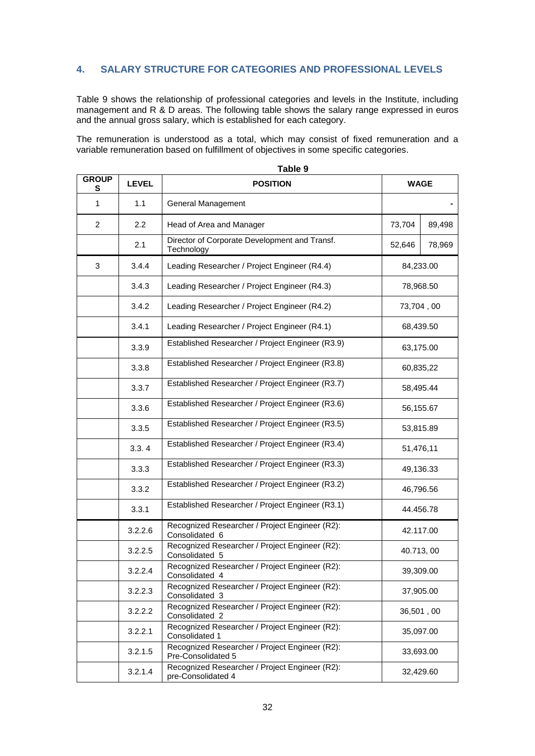## 4. SALARY STRUCTURE FOR CATEGORIES AND PROFESSIONAL LEVELS

Table 9 shows the relationship of professional categories and levels in the Institute, including management and R & D areas. The following table shows the salary range expressed in euros and the annual gross salary, which is established for each category.

The remuneration is understood as a total, which may consist of fixed remuneration and a variable remuneration based on fulfillment of objectives in some specific categories.

**Table 9**

| GROUPS | LEVEL | POSITION | WAGE | |
|---|---|---|---|---|
| 1 | 1.1 | General Management | | - |
| 2 | 2.2 | Head of Area and Manager | 73,704 | 89,498 |
| | 2.1 | Director of Corporate Development and Transf. Technology | 52,646 | 78,969 |
| 3 | 3.4.4 | Leading Researcher / Project Engineer (R4.4) | 84,233.00 | |
| | 3.4.3 | Leading Researcher / Project Engineer (R4.3) | 78,968.50 | |
| | 3.4.2 | Leading Researcher / Project Engineer (R4.2) | 73,704 , 00 | |
| | 3.4.1 | Leading Researcher / Project Engineer (R4.1) | 68,439.50 | |
| | 3.3.9 | Established Researcher / Project Engineer (R3.9) | 63,175.00 | |
| | 3.3.8 | Established Researcher / Project Engineer (R3.8) | 60,835,22 | |
| | 3.3.7 | Established Researcher / Project Engineer (R3.7) | 58,495.44 | |
| | 3.3.6 | Established Researcher / Project Engineer (R3.6) | 56,155.67 | |
| | 3.3.5 | Established Researcher / Project Engineer (R3.5) | 53,815.89 | |
| | 3.3. 4 | Established Researcher / Project Engineer (R3.4) | 51,476,11 | |
| | 3.3.3 | Established Researcher / Project Engineer (R3.3) | 49,136.33 | |
| | 3.3.2 | Established Researcher / Project Engineer (R3.2) | 46,796.56 | |
| | 3.3.1 | Established Researcher / Project Engineer (R3.1) | 44.456.78 | |
| | 3.2.2.6 | Recognized Researcher / Project Engineer (R2): Consolidated 6 | 42.117.00 | |
| | 3.2.2.5 | Recognized Researcher / Project Engineer (R2): Consolidated 5 | 40.713, 00 | |
| | 3.2.2.4 | Recognized Researcher / Project Engineer (R2): Consolidated 4 | 39,309.00 | |
| | 3.2.2.3 | Recognized Researcher / Project Engineer (R2): Consolidated 3 | 37,905.00 | |
| | 3.2.2.2 | Recognized Researcher / Project Engineer (R2): Consolidated 2 | 36,501 , 00 | |
| | 3.2.2.1 | Recognized Researcher / Project Engineer (R2): Consolidated 1 | 35,097.00 | |
| | 3.2.1.5 | Recognized Researcher / Project Engineer (R2): Pre-Consolidated 5 | 33,693.00 | |
| | 3.2.1.4 | Recognized Researcher / Project Engineer (R2): pre-Consolidated 4 | 32,429.60 | |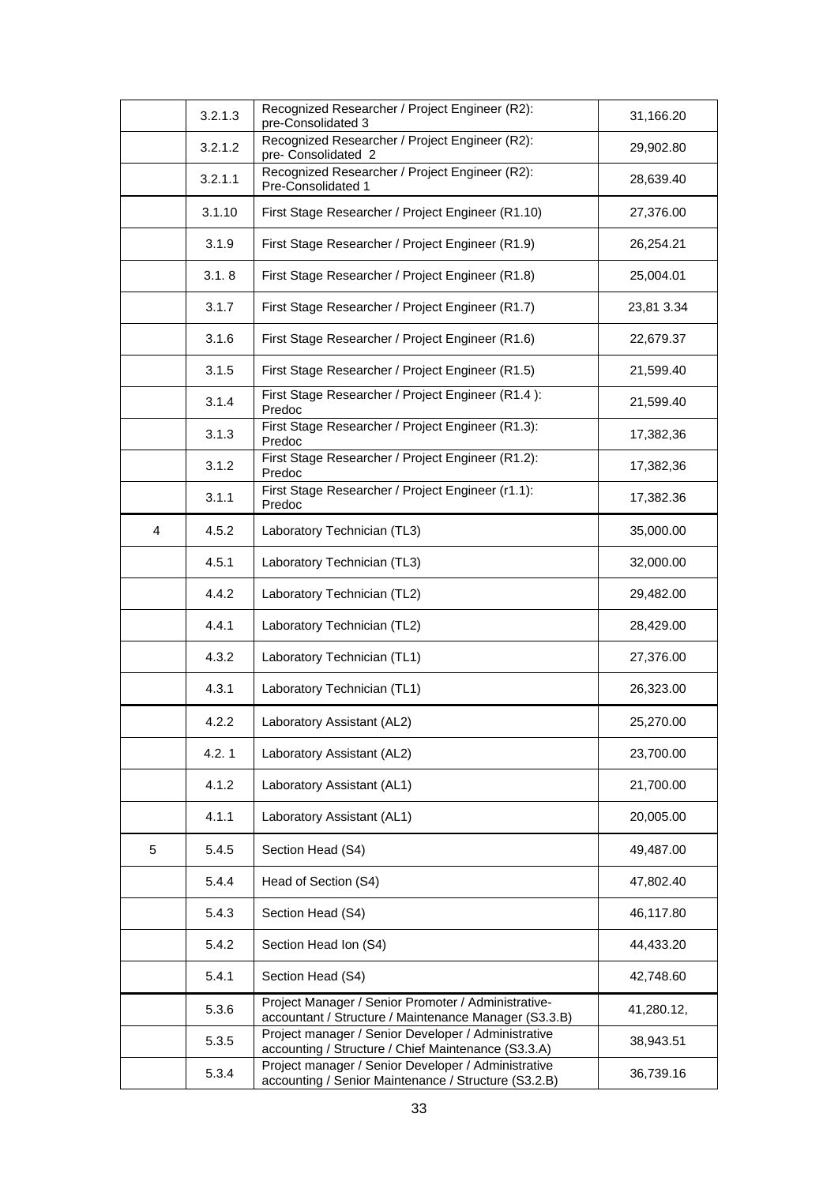|  |  |  |  |
|---|---|---|---|
|  | 3.2.1.3 | Recognized Researcher / Project Engineer (R2): pre-Consolidated 3 | 31,166.20 |
|  | 3.2.1.2 | Recognized Researcher / Project Engineer (R2): pre- Consolidated 2 | 29,902.80 |
|  | 3.2.1.1 | Recognized Researcher / Project Engineer (R2): Pre-Consolidated 1 | 28,639.40 |
|  | 3.1.10 | First Stage Researcher / Project Engineer (R1.10) | 27,376.00 |
|  | 3.1.9 | First Stage Researcher / Project Engineer (R1.9) | 26,254.21 |
|  | 3.1. 8 | First Stage Researcher / Project Engineer (R1.8) | 25,004.01 |
|  | 3.1.7 | First Stage Researcher / Project Engineer (R1.7) | 23,81 3.34 |
|  | 3.1.6 | First Stage Researcher / Project Engineer (R1.6) | 22,679.37 |
|  | 3.1.5 | First Stage Researcher / Project Engineer (R1.5) | 21,599.40 |
|  | 3.1.4 | First Stage Researcher / Project Engineer (R1.4 ): Predoc | 21,599.40 |
|  | 3.1.3 | First Stage Researcher / Project Engineer (R1.3): Predoc | 17,382,36 |
|  | 3.1.2 | First Stage Researcher / Project Engineer (R1.2): Predoc | 17,382,36 |
|  | 3.1.1 | First Stage Researcher / Project Engineer (r1.1): Predoc | 17,382.36 |
| 4 | 4.5.2 | Laboratory Technician (TL3) | 35,000.00 |
|  | 4.5.1 | Laboratory Technician (TL3) | 32,000.00 |
|  | 4.4.2 | Laboratory Technician (TL2) | 29,482.00 |
|  | 4.4.1 | Laboratory Technician (TL2) | 28,429.00 |
|  | 4.3.2 | Laboratory Technician (TL1) | 27,376.00 |
|  | 4.3.1 | Laboratory Technician (TL1) | 26,323.00 |
|  | 4.2.2 | Laboratory Assistant (AL2) | 25,270.00 |
|  | 4.2. 1 | Laboratory Assistant (AL2) | 23,700.00 |
|  | 4.1.2 | Laboratory Assistant (AL1) | 21,700.00 |
|  | 4.1.1 | Laboratory Assistant (AL1) | 20,005.00 |
| 5 | 5.4.5 | Section Head (S4) | 49,487.00 |
|  | 5.4.4 | Head of Section (S4) | 47,802.40 |
|  | 5.4.3 | Section Head (S4) | 46,117.80 |
|  | 5.4.2 | Section Head Ion (S4) | 44,433.20 |
|  | 5.4.1 | Section Head (S4) | 42,748.60 |
|  | 5.3.6 | Project Manager / Senior Promoter / Administrative-accountant / Structure / Maintenance Manager (S3.3.B) | 41,280.12, |
|  | 5.3.5 | Project manager / Senior Developer / Administrative accounting / Structure / Chief Maintenance (S3.3.A) | 38,943.51 |
|  | 5.3.4 | Project manager / Senior Developer / Administrative accounting / Senior Maintenance / Structure (S3.2.B) | 36,739.16 |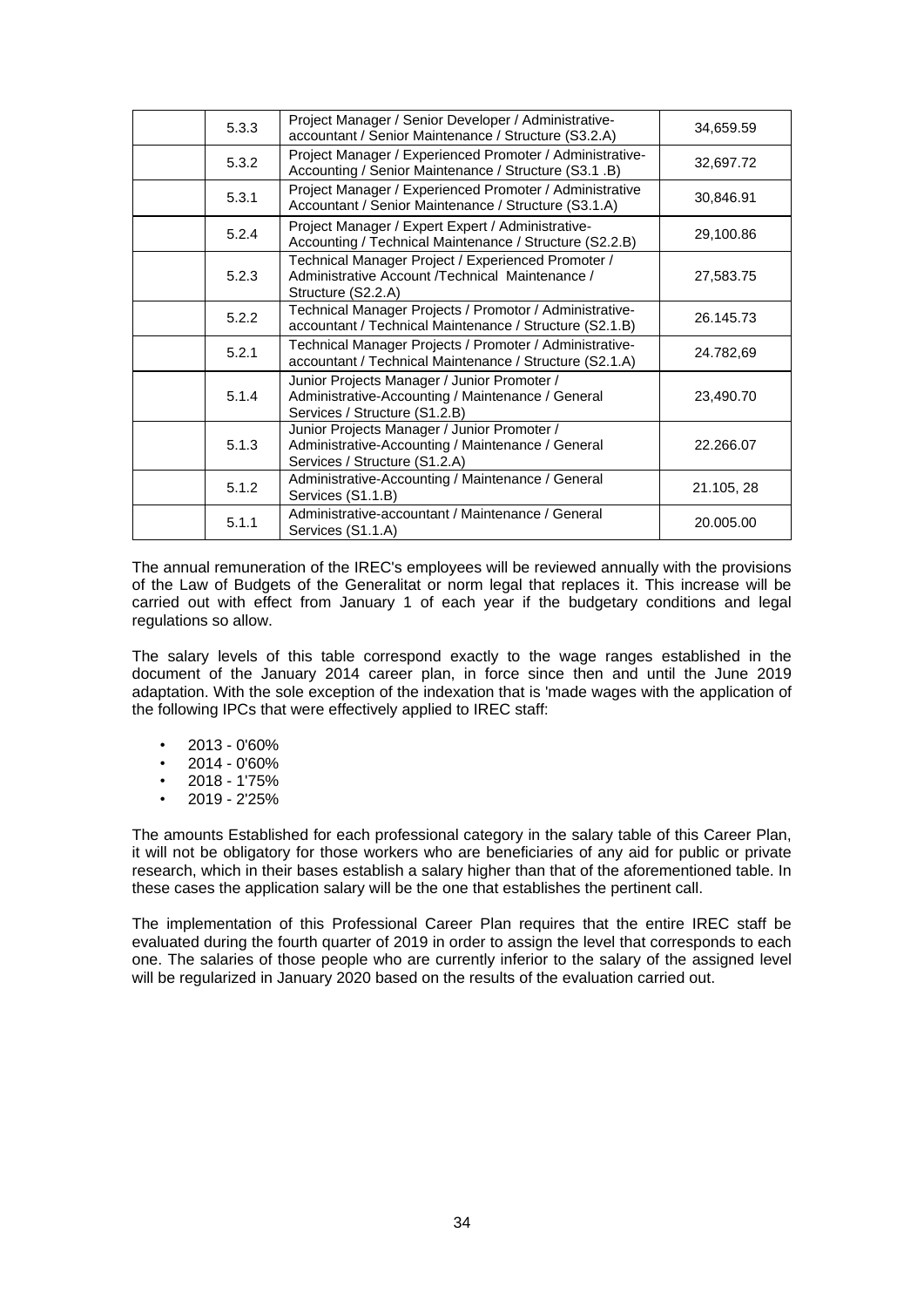|  | 5.3.3 | Project Manager / Senior Developer / Administrative-accountant / Senior Maintenance / Structure (S3.2.A) | 34,659.59 |
|---|---|---|---|
|  | 5.3.2 | Project Manager / Experienced Promoter / Administrative-Accounting / Senior Maintenance / Structure (S3.1 .B) | 32,697.72 |
|  | 5.3.1 | Project Manager / Experienced Promoter / Administrative Accountant / Senior Maintenance / Structure (S3.1.A) | 30,846.91 |
|  | 5.2.4 | Project Manager / Expert Expert / Administrative-Accounting / Technical Maintenance / Structure (S2.2.B) | 29,100.86 |
|  | 5.2.3 | Technical Manager Project / Experienced Promoter / Administrative Account /Technical Maintenance / Structure (S2.2.A) | 27,583.75 |
|  | 5.2.2 | Technical Manager Projects / Promotor / Administrative-accountant / Technical Maintenance / Structure (S2.1.B) | 26.145.73 |
|  | 5.2.1 | Technical Manager Projects / Promoter / Administrative-accountant / Technical Maintenance / Structure (S2.1.A) | 24.782,69 |
|  | 5.1.4 | Junior Projects Manager / Junior Promoter / Administrative-Accounting / Maintenance / General Services / Structure (S1.2.B) | 23,490.70 |
|  | 5.1.3 | Junior Projects Manager / Junior Promoter / Administrative-Accounting / Maintenance / General Services / Structure (S1.2.A) | 22.266.07 |
|  | 5.1.2 | Administrative-Accounting / Maintenance / General Services (S1.1.B) | 21.105, 28 |
|  | 5.1.1 | Administrative-accountant / Maintenance / General Services (S1.1.A) | 20.005.00 |

The annual remuneration of the IREC's employees will be reviewed annually with the provisions of the Law of Budgets of the Generalitat or norm legal that replaces it. This increase will be carried out with effect from January 1 of each year if the budgetary conditions and legal regulations so allow.

The salary levels of this table correspond exactly to the wage ranges established in the document of the January 2014 career plan, in force since then and until the June 2019 adaptation. With the sole exception of the indexation that is 'made wages with the application of the following IPCs that were effectively applied to IREC staff:

- 2013 - 0'60%
- 2014 - 0'60%
- 2018 - 1'75%
- 2019 - 2'25%

The amounts Established for each professional category in the salary table of this Career Plan, it will not be obligatory for those workers who are beneficiaries of any aid for public or private research, which in their bases establish a salary higher than that of the aforementioned table. In these cases the application salary will be the one that establishes the pertinent call.

The implementation of this Professional Career Plan requires that the entire IREC staff be evaluated during the fourth quarter of 2019 in order to assign the level that corresponds to each one. The salaries of those people who are currently inferior to the salary of the assigned level will be regularized in January 2020 based on the results of the evaluation carried out.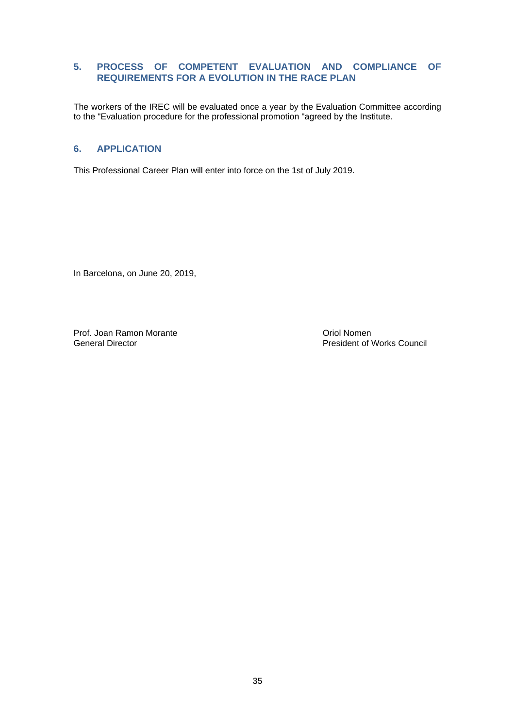## 5. PROCESS OF COMPETENT EVALUATION AND COMPLIANCE OF REQUIREMENTS FOR A EVOLUTION IN THE RACE PLAN

The workers of the IREC will be evaluated once a year by the Evaluation Committee according to the "Evaluation procedure for the professional promotion "agreed by the Institute.

## 6. APPLICATION

This Professional Career Plan will enter into force on the 1st of July 2019.

In Barcelona, on June 20, 2019,

| | |
|---|---|
| Prof. Joan Ramon Morante<br>General Director | Oriol Nomen<br>President of Works Council |